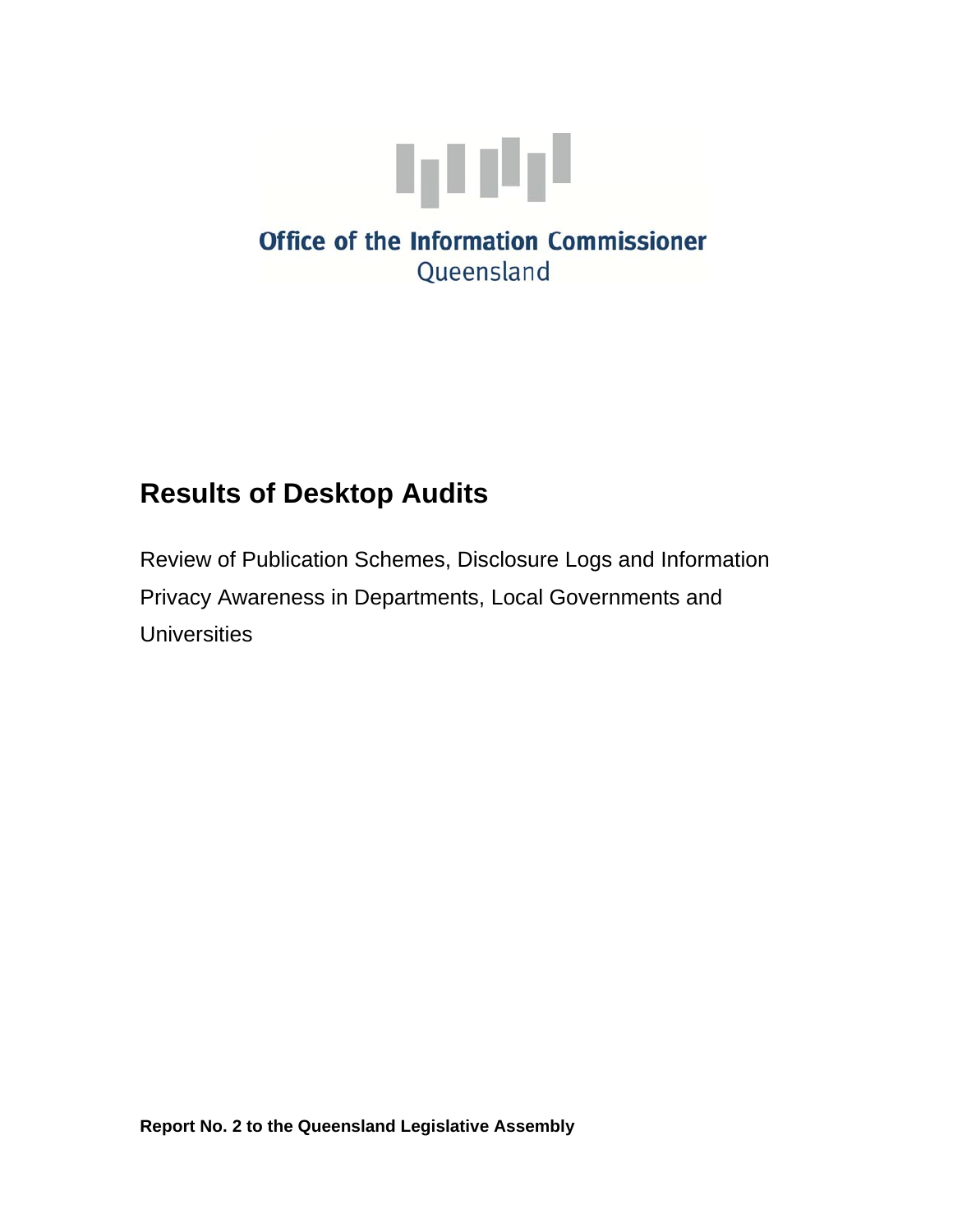Office of the Information Commissioner
Queensland

# Results of Desktop Audits

Review of Publication Schemes, Disclosure Logs and Information Privacy Awareness in Departments, Local Governments and Universities

**Report No. 2 to the Queensland Legislative Assembly**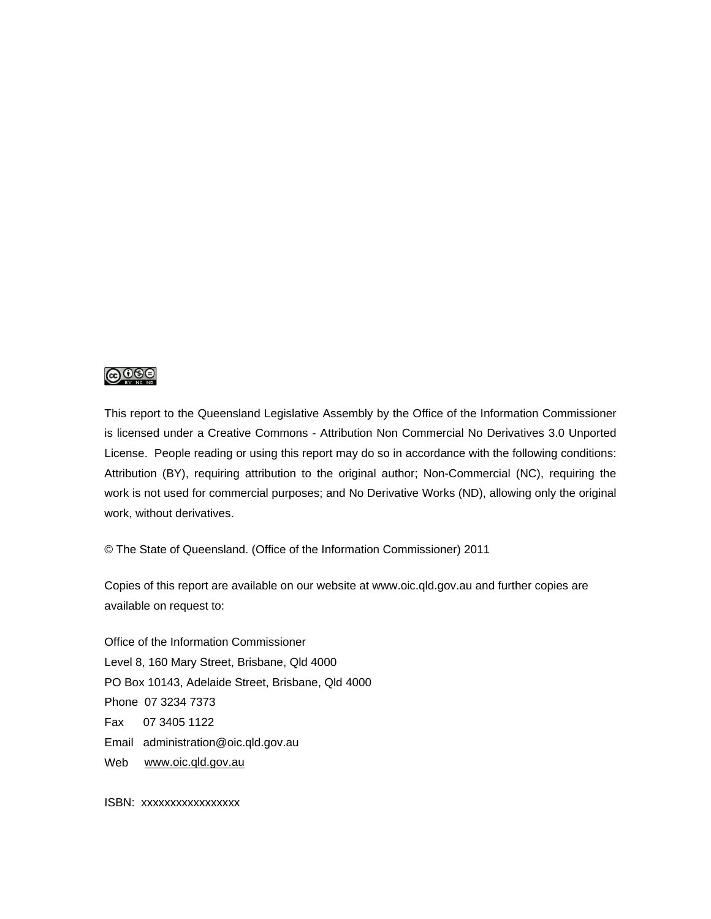This report to the Queensland Legislative Assembly by the Office of the Information Commissioner is licensed under a Creative Commons - Attribution Non Commercial No Derivatives 3.0 Unported License. People reading or using this report may do so in accordance with the following conditions: Attribution (BY), requiring attribution to the original author; Non-Commercial (NC), requiring the work is not used for commercial purposes; and No Derivative Works (ND), allowing only the original work, without derivatives.

© The State of Queensland. (Office of the Information Commissioner) 2011

Copies of this report are available on our website at www.oic.qld.gov.au and further copies are available on request to:

Office of the Information Commissioner
Level 8, 160 Mary Street, Brisbane, Qld 4000
PO Box 10143, Adelaide Street, Brisbane, Qld 4000
Phone 07 3234 7373
Fax 07 3405 1122
Email administration@oic.qld.gov.au
Web www.oic.qld.gov.au

ISBN: xxxxxxxxxxxxxxxxx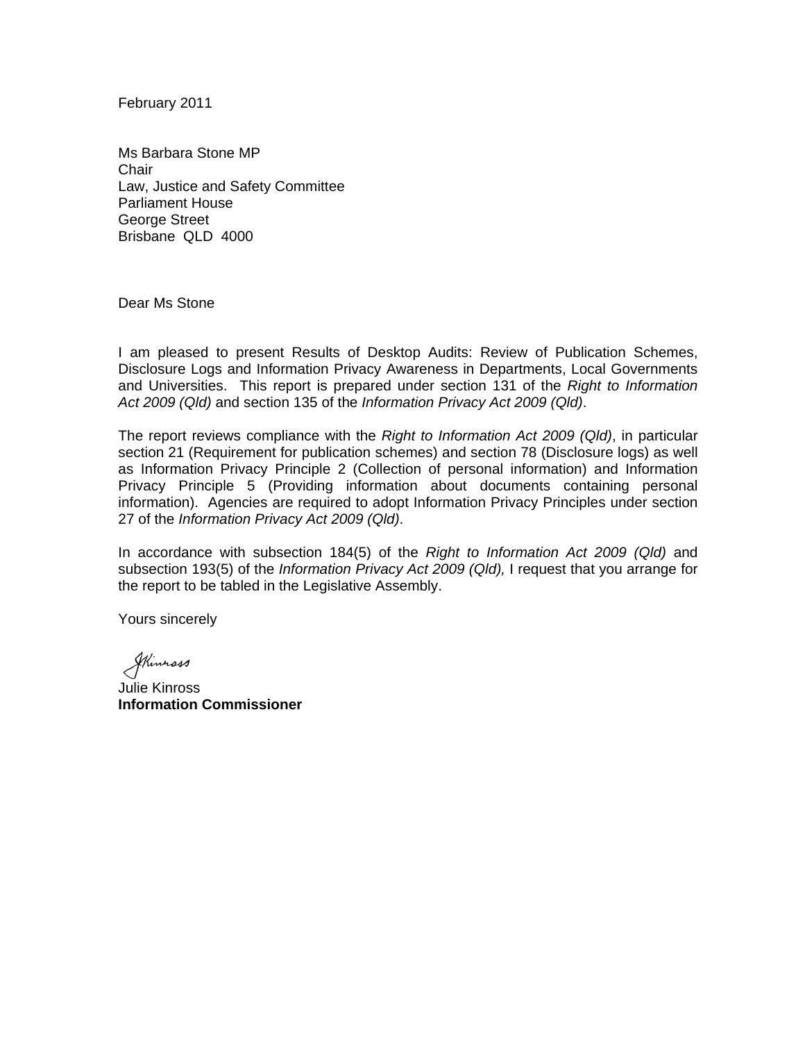February 2011

Ms Barbara Stone MP
Chair
Law, Justice and Safety Committee
Parliament House
George Street
Brisbane QLD 4000

Dear Ms Stone

I am pleased to present Results of Desktop Audits: Review of Publication Schemes, Disclosure Logs and Information Privacy Awareness in Departments, Local Governments and Universities. This report is prepared under section 131 of the *Right to Information Act 2009 (Qld)* and section 135 of the *Information Privacy Act 2009 (Qld)*.

The report reviews compliance with the *Right to Information Act 2009 (Qld)*, in particular section 21 (Requirement for publication schemes) and section 78 (Disclosure logs) as well as Information Privacy Principle 2 (Collection of personal information) and Information Privacy Principle 5 (Providing information about documents containing personal information). Agencies are required to adopt Information Privacy Principles under section 27 of the *Information Privacy Act 2009 (Qld)*.

In accordance with subsection 184(5) of the *Right to Information Act 2009 (Qld)* and subsection 193(5) of the *Information Privacy Act 2009 (Qld),* I request that you arrange for the report to be tabled in the Legislative Assembly.

Yours sincerely

JKinross

Julie Kinross
**Information Commissioner**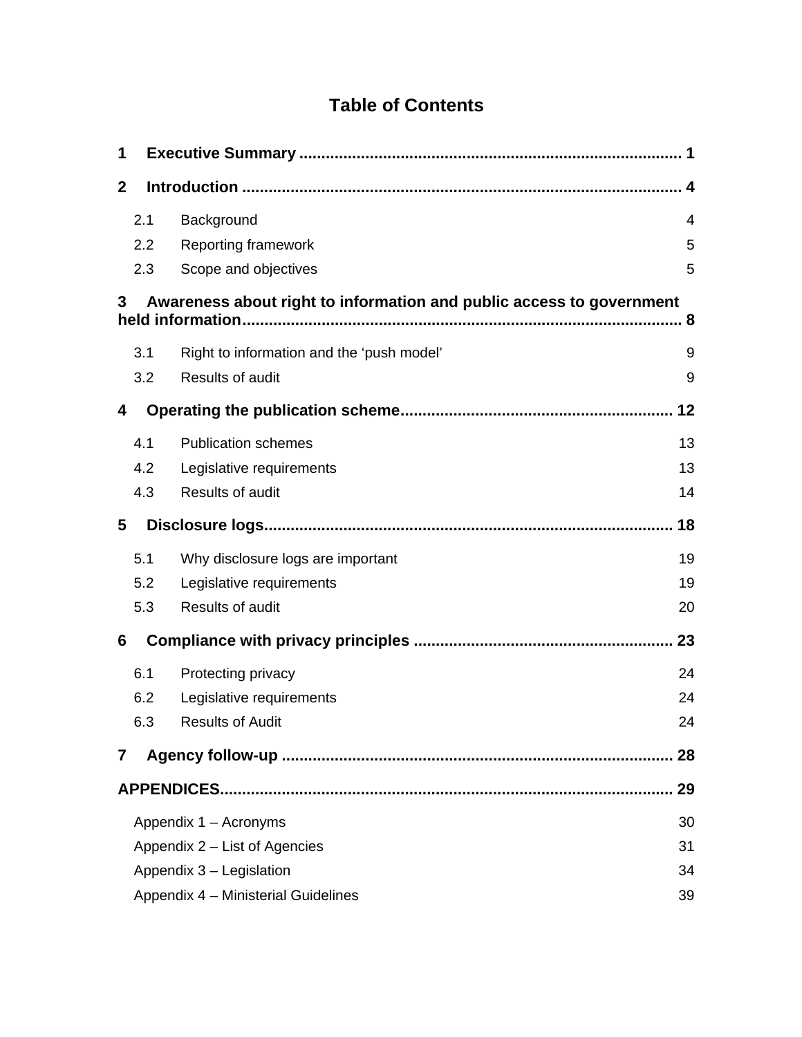# Table of Contents

**1 Executive Summary** ..................................................................................... **1**

**2 Introduction** ................................................................................................. **4**

- 2.1 Background 4
- 2.2 Reporting framework 5
- 2.3 Scope and objectives 5

**3 Awareness about right to information and public access to government held information** ................................................................................................. **8**

- 3.1 Right to information and the ‘push model’ 9
- 3.2 Results of audit 9

**4 Operating the publication scheme**............................................................ **12**

- 4.1 Publication schemes 13
- 4.2 Legislative requirements 13
- 4.3 Results of audit 14

**5 Disclosure logs**........................................................................................... **18**

- 5.1 Why disclosure logs are important 19
- 5.2 Legislative requirements 19
- 5.3 Results of audit 20

**6 Compliance with privacy principles** .......................................................... **23**

- 6.1 Protecting privacy 24
- 6.2 Legislative requirements 24
- 6.3 Results of Audit 24

**7 Agency follow-up** ....................................................................................... **28**

**APPENDICES**..................................................................................................... **29**

- Appendix 1 – Acronyms 30
- Appendix 2 – List of Agencies 31
- Appendix 3 – Legislation 34
- Appendix 4 – Ministerial Guidelines 39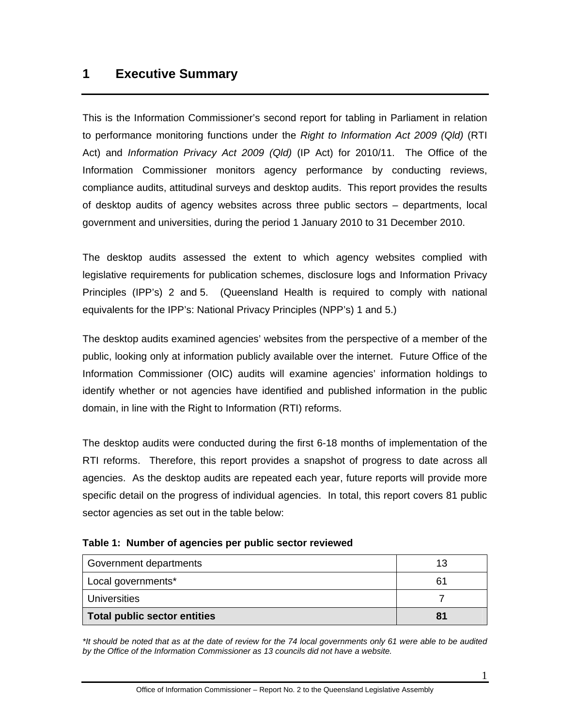# 1 Executive Summary

This is the Information Commissioner's second report for tabling in Parliament in relation to performance monitoring functions under the *Right to Information Act 2009 (Qld)* (RTI Act) and *Information Privacy Act 2009 (Qld)* (IP Act) for 2010/11. The Office of the Information Commissioner monitors agency performance by conducting reviews, compliance audits, attitudinal surveys and desktop audits. This report provides the results of desktop audits of agency websites across three public sectors – departments, local government and universities, during the period 1 January 2010 to 31 December 2010.

The desktop audits assessed the extent to which agency websites complied with legislative requirements for publication schemes, disclosure logs and Information Privacy Principles (IPP's) 2 and 5. (Queensland Health is required to comply with national equivalents for the IPP's: National Privacy Principles (NPP's) 1 and 5.)

The desktop audits examined agencies' websites from the perspective of a member of the public, looking only at information publicly available over the internet. Future Office of the Information Commissioner (OIC) audits will examine agencies' information holdings to identify whether or not agencies have identified and published information in the public domain, in line with the Right to Information (RTI) reforms.

The desktop audits were conducted during the first 6-18 months of implementation of the RTI reforms. Therefore, this report provides a snapshot of progress to date across all agencies. As the desktop audits are repeated each year, future reports will provide more specific detail on the progress of individual agencies. In total, this report covers 81 public sector agencies as set out in the table below:

**Table 1: Number of agencies per public sector reviewed**

| | |
|---|---|
| Government departments | 13 |
| Local governments* | 61 |
| Universities | 7 |
| **Total public sector entities** | **81** |

*\*It should be noted that as at the date of review for the 74 local governments only 61 were able to be audited by the Office of the Information Commissioner as 13 councils did not have a website.*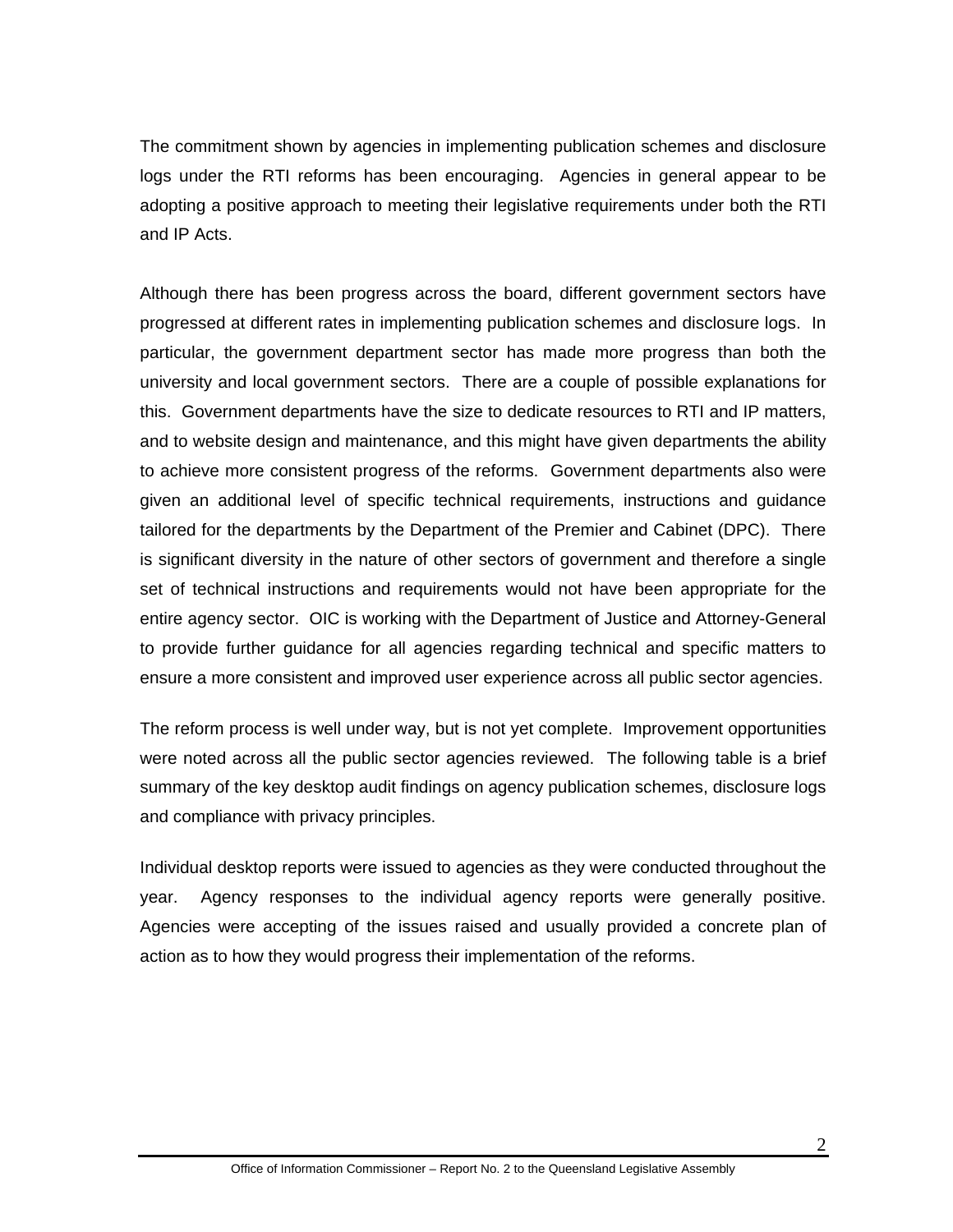The commitment shown by agencies in implementing publication schemes and disclosure logs under the RTI reforms has been encouraging. Agencies in general appear to be adopting a positive approach to meeting their legislative requirements under both the RTI and IP Acts.

Although there has been progress across the board, different government sectors have progressed at different rates in implementing publication schemes and disclosure logs. In particular, the government department sector has made more progress than both the university and local government sectors. There are a couple of possible explanations for this. Government departments have the size to dedicate resources to RTI and IP matters, and to website design and maintenance, and this might have given departments the ability to achieve more consistent progress of the reforms. Government departments also were given an additional level of specific technical requirements, instructions and guidance tailored for the departments by the Department of the Premier and Cabinet (DPC). There is significant diversity in the nature of other sectors of government and therefore a single set of technical instructions and requirements would not have been appropriate for the entire agency sector. OIC is working with the Department of Justice and Attorney-General to provide further guidance for all agencies regarding technical and specific matters to ensure a more consistent and improved user experience across all public sector agencies.

The reform process is well under way, but is not yet complete. Improvement opportunities were noted across all the public sector agencies reviewed. The following table is a brief summary of the key desktop audit findings on agency publication schemes, disclosure logs and compliance with privacy principles.

Individual desktop reports were issued to agencies as they were conducted throughout the year. Agency responses to the individual agency reports were generally positive. Agencies were accepting of the issues raised and usually provided a concrete plan of action as to how they would progress their implementation of the reforms.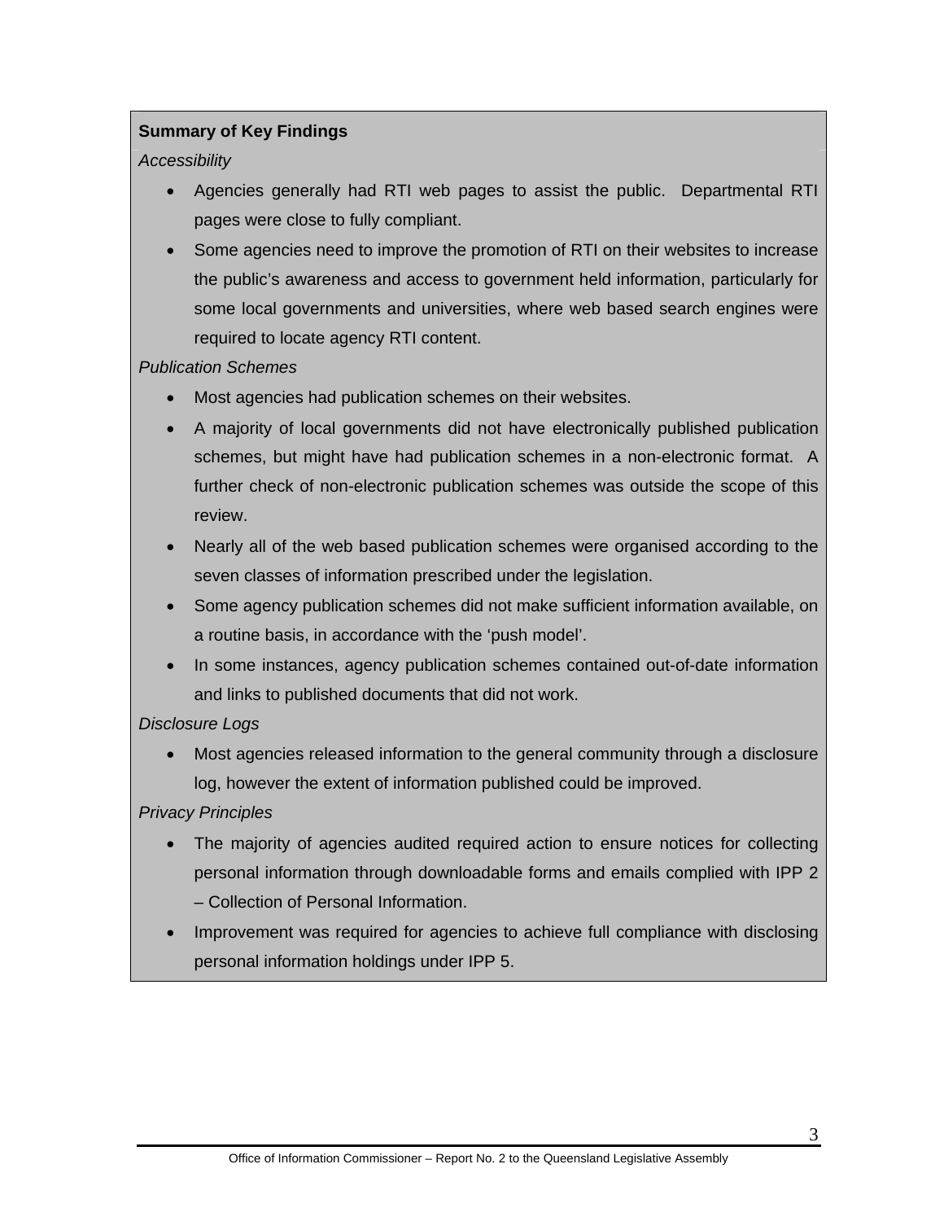**Summary of Key Findings**

*Accessibility*

- Agencies generally had RTI web pages to assist the public. Departmental RTI pages were close to fully compliant.
- Some agencies need to improve the promotion of RTI on their websites to increase the public's awareness and access to government held information, particularly for some local governments and universities, where web based search engines were required to locate agency RTI content.

*Publication Schemes*

- Most agencies had publication schemes on their websites.
- A majority of local governments did not have electronically published publication schemes, but might have had publication schemes in a non-electronic format. A further check of non-electronic publication schemes was outside the scope of this review.
- Nearly all of the web based publication schemes were organised according to the seven classes of information prescribed under the legislation.
- Some agency publication schemes did not make sufficient information available, on a routine basis, in accordance with the 'push model'.
- In some instances, agency publication schemes contained out-of-date information and links to published documents that did not work.

*Disclosure Logs*

- Most agencies released information to the general community through a disclosure log, however the extent of information published could be improved.

*Privacy Principles*

- The majority of agencies audited required action to ensure notices for collecting personal information through downloadable forms and emails complied with IPP 2 – Collection of Personal Information.
- Improvement was required for agencies to achieve full compliance with disclosing personal information holdings under IPP 5.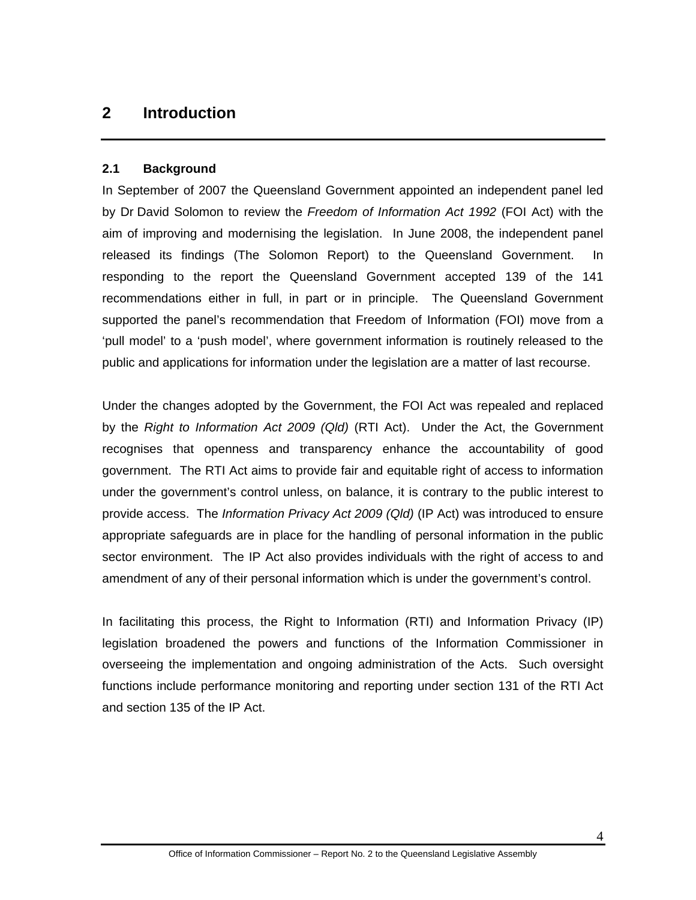# 2 Introduction

## 2.1 Background

In September of 2007 the Queensland Government appointed an independent panel led by Dr David Solomon to review the *Freedom of Information Act 1992* (FOI Act) with the aim of improving and modernising the legislation. In June 2008, the independent panel released its findings (The Solomon Report) to the Queensland Government. In responding to the report the Queensland Government accepted 139 of the 141 recommendations either in full, in part or in principle. The Queensland Government supported the panel's recommendation that Freedom of Information (FOI) move from a 'pull model' to a 'push model', where government information is routinely released to the public and applications for information under the legislation are a matter of last recourse.

Under the changes adopted by the Government, the FOI Act was repealed and replaced by the *Right to Information Act 2009 (Qld)* (RTI Act). Under the Act, the Government recognises that openness and transparency enhance the accountability of good government. The RTI Act aims to provide fair and equitable right of access to information under the government's control unless, on balance, it is contrary to the public interest to provide access. The *Information Privacy Act 2009 (Qld)* (IP Act) was introduced to ensure appropriate safeguards are in place for the handling of personal information in the public sector environment. The IP Act also provides individuals with the right of access to and amendment of any of their personal information which is under the government's control.

In facilitating this process, the Right to Information (RTI) and Information Privacy (IP) legislation broadened the powers and functions of the Information Commissioner in overseeing the implementation and ongoing administration of the Acts. Such oversight functions include performance monitoring and reporting under section 131 of the RTI Act and section 135 of the IP Act.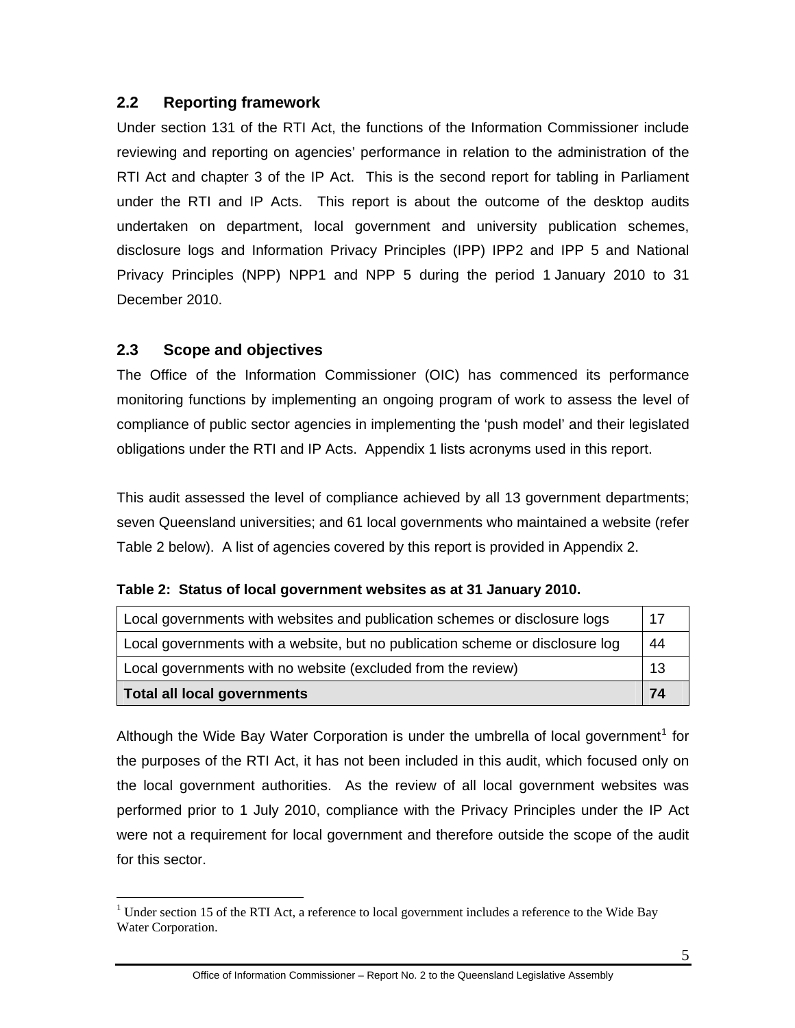## 2.2 Reporting framework

Under section 131 of the RTI Act, the functions of the Information Commissioner include reviewing and reporting on agencies' performance in relation to the administration of the RTI Act and chapter 3 of the IP Act. This is the second report for tabling in Parliament under the RTI and IP Acts. This report is about the outcome of the desktop audits undertaken on department, local government and university publication schemes, disclosure logs and Information Privacy Principles (IPP) IPP2 and IPP 5 and National Privacy Principles (NPP) NPP1 and NPP 5 during the period 1 January 2010 to 31 December 2010.

## 2.3 Scope and objectives

The Office of the Information Commissioner (OIC) has commenced its performance monitoring functions by implementing an ongoing program of work to assess the level of compliance of public sector agencies in implementing the 'push model' and their legislated obligations under the RTI and IP Acts. Appendix 1 lists acronyms used in this report.

This audit assessed the level of compliance achieved by all 13 government departments; seven Queensland universities; and 61 local governments who maintained a website (refer Table 2 below). A list of agencies covered by this report is provided in Appendix 2.

**Table 2: Status of local government websites as at 31 January 2010.**

| | |
|---|---|
| Local governments with websites and publication schemes or disclosure logs | 17 |
| Local governments with a website, but no publication scheme or disclosure log | 44 |
| Local governments with no website (excluded from the review) | 13 |
| **Total all local governments** | **74** |

Although the Wide Bay Water Corporation is under the umbrella of local government[1] for the purposes of the RTI Act, it has not been included in this audit, which focused only on the local government authorities. As the review of all local government websites was performed prior to 1 July 2010, compliance with the Privacy Principles under the IP Act were not a requirement for local government and therefore outside the scope of the audit for this sector.

[1] Under section 15 of the RTI Act, a reference to local government includes a reference to the Wide Bay Water Corporation.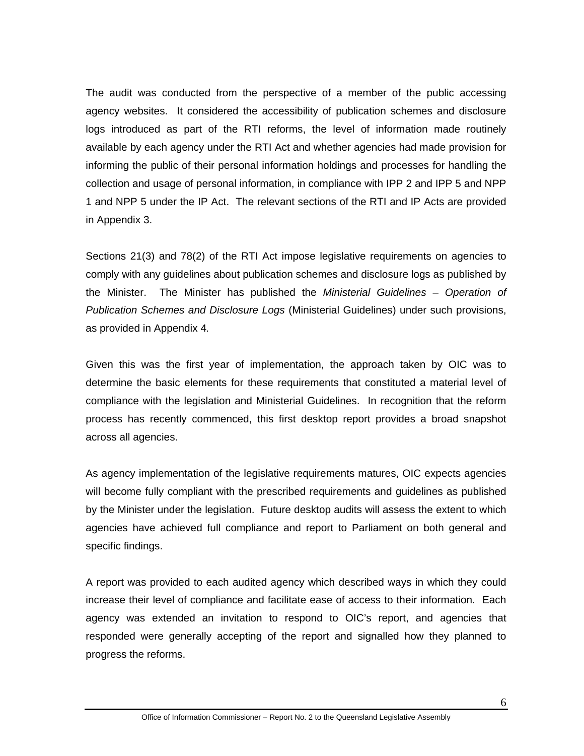The audit was conducted from the perspective of a member of the public accessing agency websites. It considered the accessibility of publication schemes and disclosure logs introduced as part of the RTI reforms, the level of information made routinely available by each agency under the RTI Act and whether agencies had made provision for informing the public of their personal information holdings and processes for handling the collection and usage of personal information, in compliance with IPP 2 and IPP 5 and NPP 1 and NPP 5 under the IP Act. The relevant sections of the RTI and IP Acts are provided in Appendix 3.

Sections 21(3) and 78(2) of the RTI Act impose legislative requirements on agencies to comply with any guidelines about publication schemes and disclosure logs as published by the Minister. The Minister has published the *Ministerial Guidelines – Operation of Publication Schemes and Disclosure Logs* (Ministerial Guidelines) under such provisions, as provided in Appendix 4.

Given this was the first year of implementation, the approach taken by OIC was to determine the basic elements for these requirements that constituted a material level of compliance with the legislation and Ministerial Guidelines. In recognition that the reform process has recently commenced, this first desktop report provides a broad snapshot across all agencies.

As agency implementation of the legislative requirements matures, OIC expects agencies will become fully compliant with the prescribed requirements and guidelines as published by the Minister under the legislation. Future desktop audits will assess the extent to which agencies have achieved full compliance and report to Parliament on both general and specific findings.

A report was provided to each audited agency which described ways in which they could increase their level of compliance and facilitate ease of access to their information. Each agency was extended an invitation to respond to OIC's report, and agencies that responded were generally accepting of the report and signalled how they planned to progress the reforms.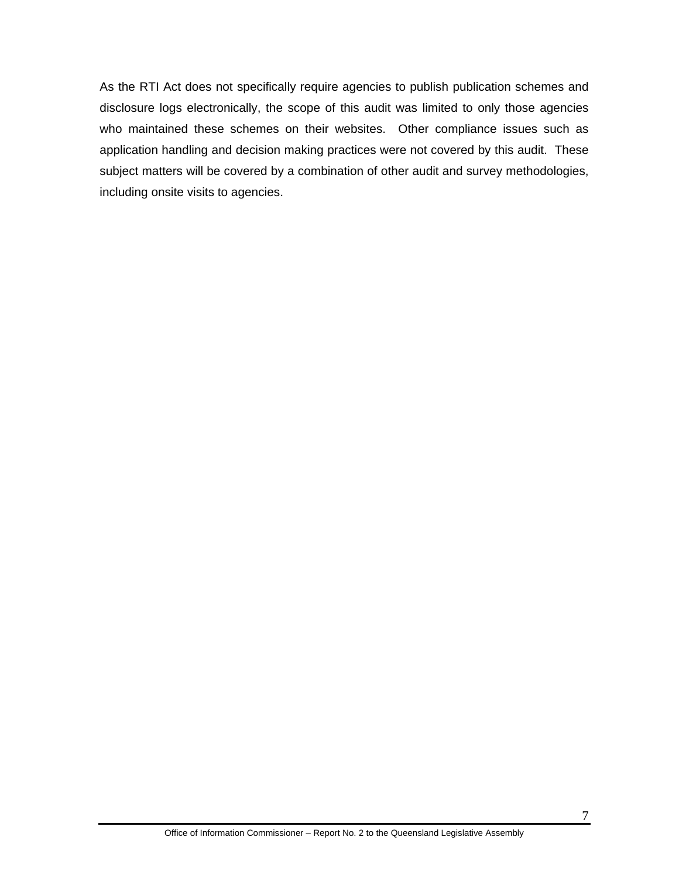As the RTI Act does not specifically require agencies to publish publication schemes and disclosure logs electronically, the scope of this audit was limited to only those agencies who maintained these schemes on their websites.  Other compliance issues such as application handling and decision making practices were not covered by this audit.  These subject matters will be covered by a combination of other audit and survey methodologies, including onsite visits to agencies.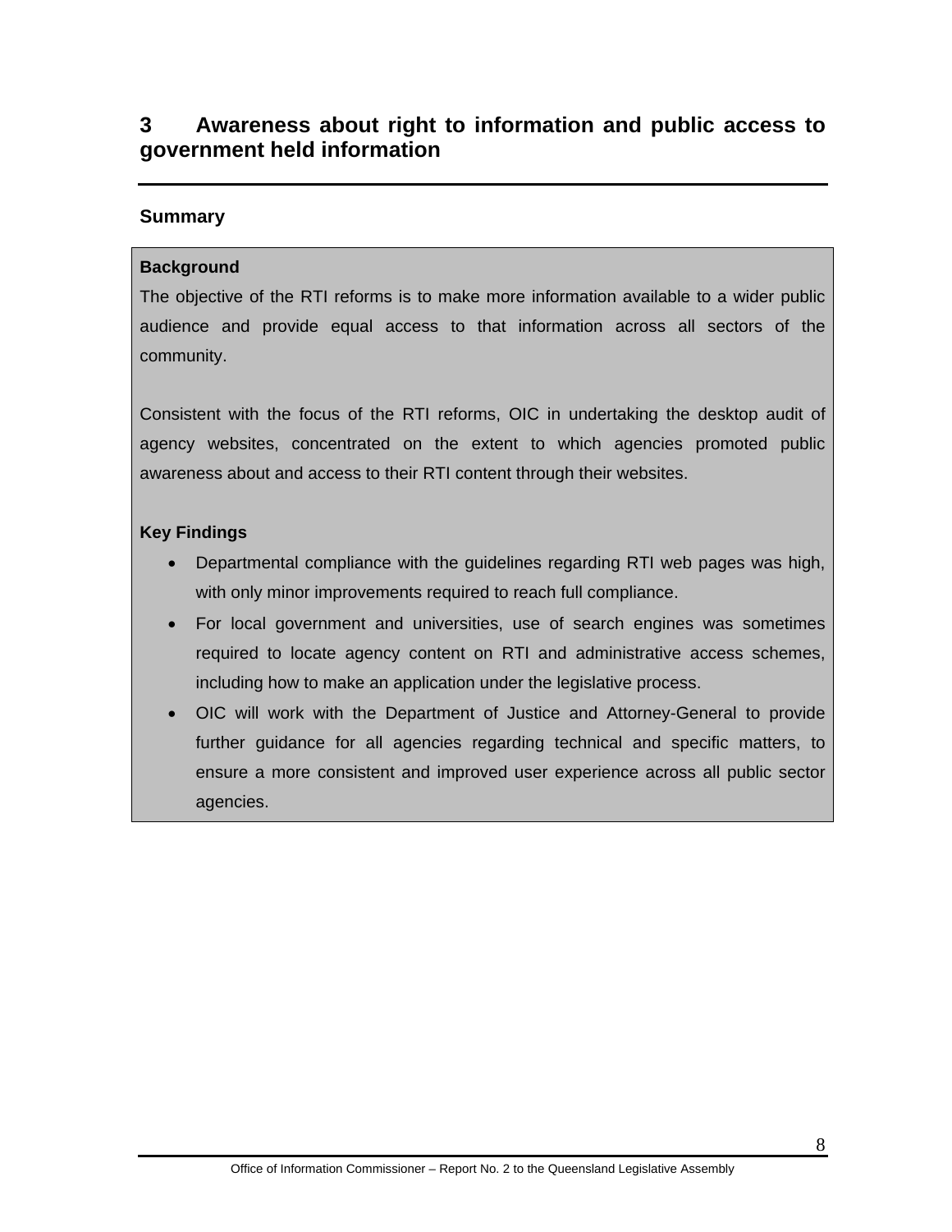# 3 Awareness about right to information and public access to government held information

## Summary

**Background**

The objective of the RTI reforms is to make more information available to a wider public audience and provide equal access to that information across all sectors of the community.

Consistent with the focus of the RTI reforms, OIC in undertaking the desktop audit of agency websites, concentrated on the extent to which agencies promoted public awareness about and access to their RTI content through their websites.

**Key Findings**

- Departmental compliance with the guidelines regarding RTI web pages was high, with only minor improvements required to reach full compliance.
- For local government and universities, use of search engines was sometimes required to locate agency content on RTI and administrative access schemes, including how to make an application under the legislative process.
- OIC will work with the Department of Justice and Attorney-General to provide further guidance for all agencies regarding technical and specific matters, to ensure a more consistent and improved user experience across all public sector agencies.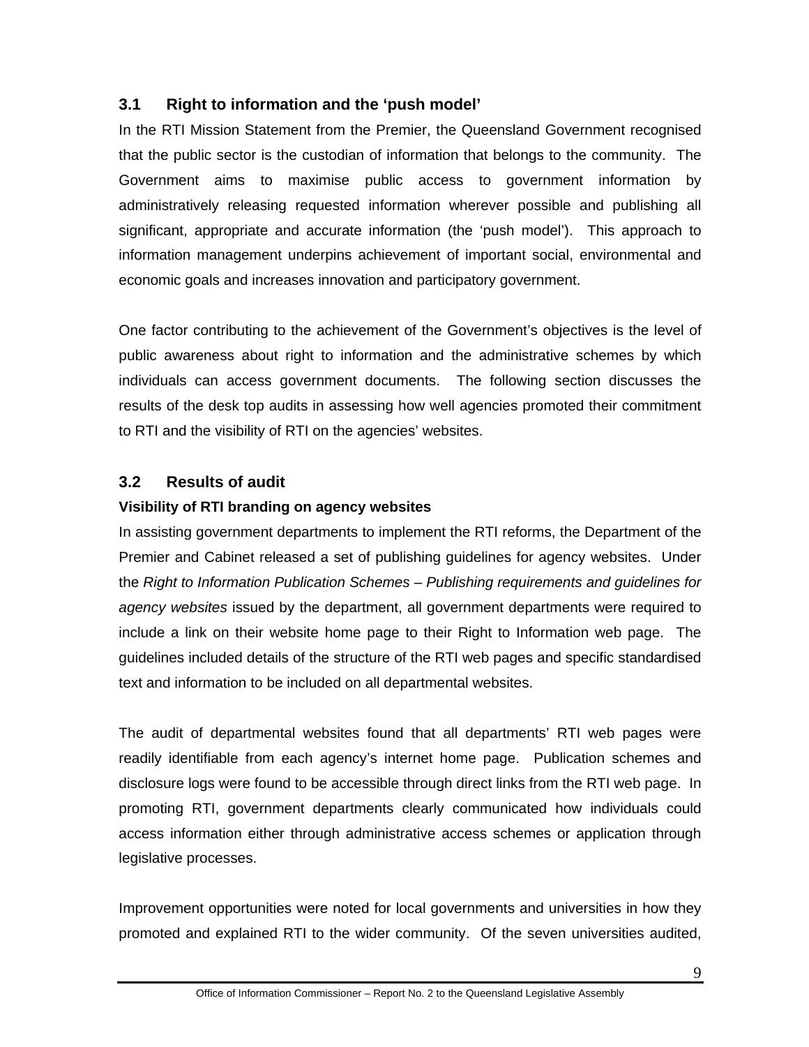## 3.1 Right to information and the 'push model'

In the RTI Mission Statement from the Premier, the Queensland Government recognised that the public sector is the custodian of information that belongs to the community. The Government aims to maximise public access to government information by administratively releasing requested information wherever possible and publishing all significant, appropriate and accurate information (the 'push model'). This approach to information management underpins achievement of important social, environmental and economic goals and increases innovation and participatory government.

One factor contributing to the achievement of the Government's objectives is the level of public awareness about right to information and the administrative schemes by which individuals can access government documents. The following section discusses the results of the desk top audits in assessing how well agencies promoted their commitment to RTI and the visibility of RTI on the agencies' websites.

## 3.2 Results of audit

### Visibility of RTI branding on agency websites

In assisting government departments to implement the RTI reforms, the Department of the Premier and Cabinet released a set of publishing guidelines for agency websites. Under the *Right to Information Publication Schemes – Publishing requirements and guidelines for agency websites* issued by the department, all government departments were required to include a link on their website home page to their Right to Information web page. The guidelines included details of the structure of the RTI web pages and specific standardised text and information to be included on all departmental websites.

The audit of departmental websites found that all departments' RTI web pages were readily identifiable from each agency's internet home page. Publication schemes and disclosure logs were found to be accessible through direct links from the RTI web page. In promoting RTI, government departments clearly communicated how individuals could access information either through administrative access schemes or application through legislative processes.

Improvement opportunities were noted for local governments and universities in how they promoted and explained RTI to the wider community. Of the seven universities audited,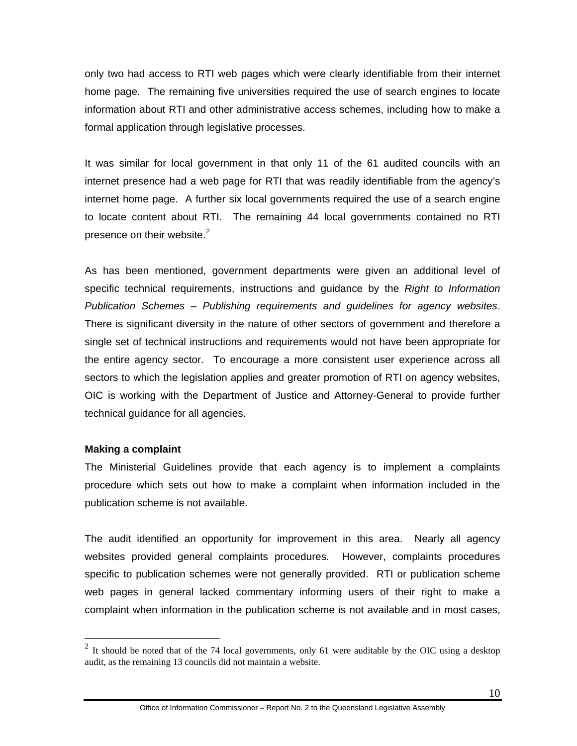only two had access to RTI web pages which were clearly identifiable from their internet home page. The remaining five universities required the use of search engines to locate information about RTI and other administrative access schemes, including how to make a formal application through legislative processes.

It was similar for local government in that only 11 of the 61 audited councils with an internet presence had a web page for RTI that was readily identifiable from the agency's internet home page. A further six local governments required the use of a search engine to locate content about RTI. The remaining 44 local governments contained no RTI presence on their website.[2]

As has been mentioned, government departments were given an additional level of specific technical requirements, instructions and guidance by the *Right to Information Publication Schemes – Publishing requirements and guidelines for agency websites*. There is significant diversity in the nature of other sectors of government and therefore a single set of technical instructions and requirements would not have been appropriate for the entire agency sector. To encourage a more consistent user experience across all sectors to which the legislation applies and greater promotion of RTI on agency websites, OIC is working with the Department of Justice and Attorney-General to provide further technical guidance for all agencies.

**Making a complaint**

The Ministerial Guidelines provide that each agency is to implement a complaints procedure which sets out how to make a complaint when information included in the publication scheme is not available.

The audit identified an opportunity for improvement in this area. Nearly all agency websites provided general complaints procedures. However, complaints procedures specific to publication schemes were not generally provided. RTI or publication scheme web pages in general lacked commentary informing users of their right to make a complaint when information in the publication scheme is not available and in most cases,

[2] It should be noted that of the 74 local governments, only 61 were auditable by the OIC using a desktop audit, as the remaining 13 councils did not maintain a website.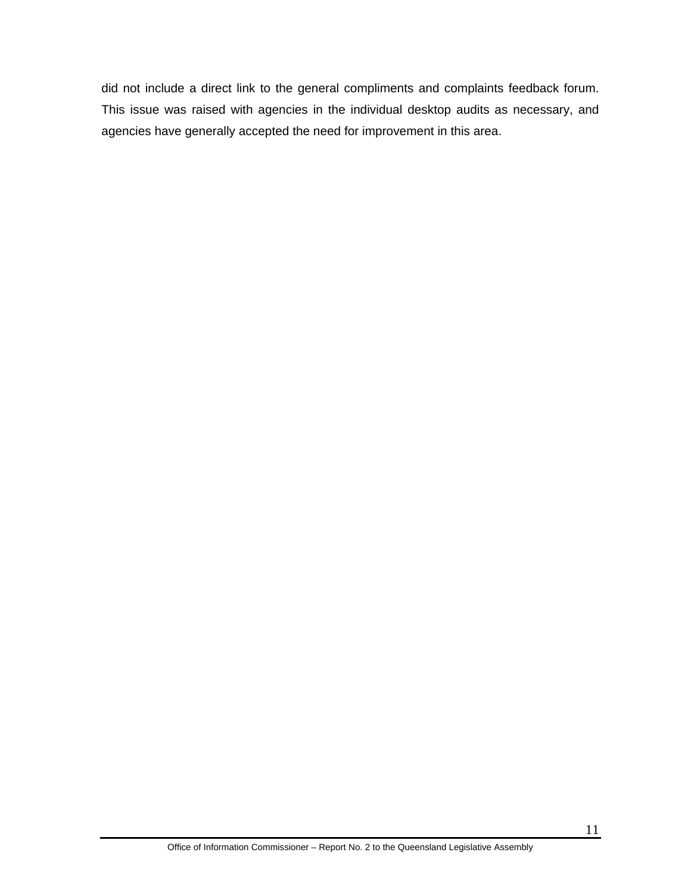did not include a direct link to the general compliments and complaints feedback forum. This issue was raised with agencies in the individual desktop audits as necessary, and agencies have generally accepted the need for improvement in this area.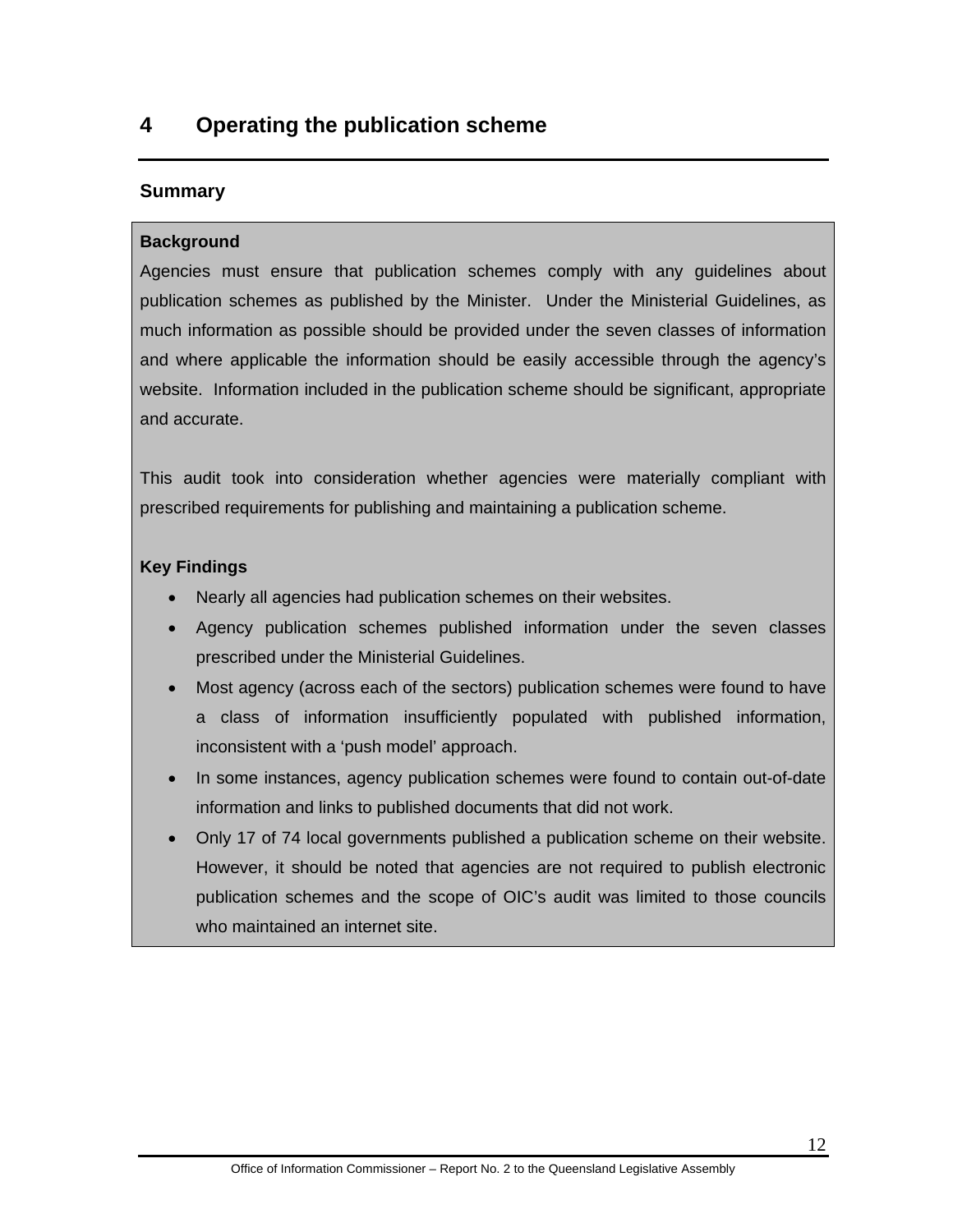# 4 Operating the publication scheme

## Summary

**Background**

Agencies must ensure that publication schemes comply with any guidelines about publication schemes as published by the Minister. Under the Ministerial Guidelines, as much information as possible should be provided under the seven classes of information and where applicable the information should be easily accessible through the agency's website. Information included in the publication scheme should be significant, appropriate and accurate.

This audit took into consideration whether agencies were materially compliant with prescribed requirements for publishing and maintaining a publication scheme.

**Key Findings**

- Nearly all agencies had publication schemes on their websites.
- Agency publication schemes published information under the seven classes prescribed under the Ministerial Guidelines.
- Most agency (across each of the sectors) publication schemes were found to have a class of information insufficiently populated with published information, inconsistent with a 'push model' approach.
- In some instances, agency publication schemes were found to contain out-of-date information and links to published documents that did not work.
- Only 17 of 74 local governments published a publication scheme on their website. However, it should be noted that agencies are not required to publish electronic publication schemes and the scope of OIC's audit was limited to those councils who maintained an internet site.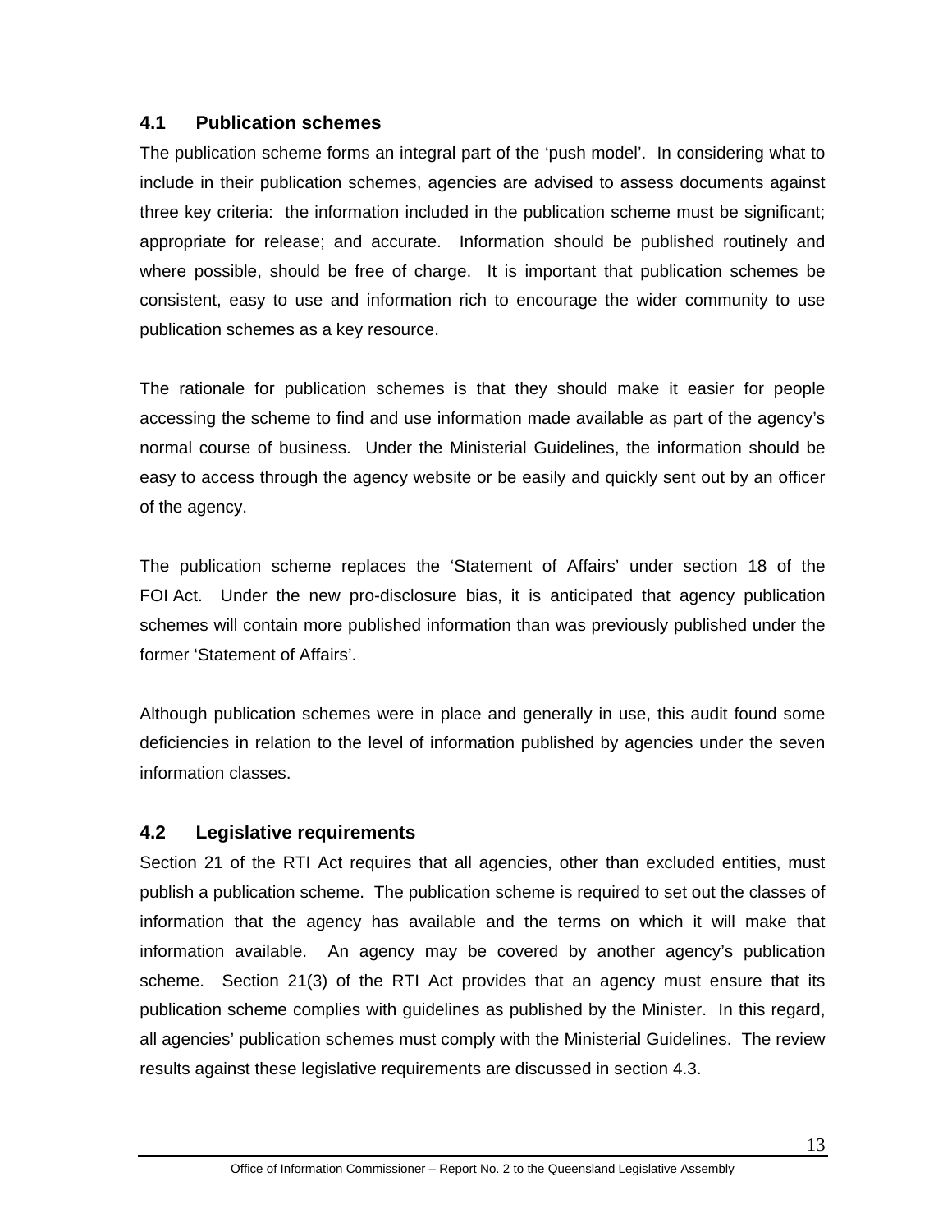## 4.1 Publication schemes

The publication scheme forms an integral part of the 'push model'. In considering what to include in their publication schemes, agencies are advised to assess documents against three key criteria: the information included in the publication scheme must be significant; appropriate for release; and accurate. Information should be published routinely and where possible, should be free of charge. It is important that publication schemes be consistent, easy to use and information rich to encourage the wider community to use publication schemes as a key resource.

The rationale for publication schemes is that they should make it easier for people accessing the scheme to find and use information made available as part of the agency's normal course of business. Under the Ministerial Guidelines, the information should be easy to access through the agency website or be easily and quickly sent out by an officer of the agency.

The publication scheme replaces the 'Statement of Affairs' under section 18 of the FOI Act. Under the new pro-disclosure bias, it is anticipated that agency publication schemes will contain more published information than was previously published under the former 'Statement of Affairs'.

Although publication schemes were in place and generally in use, this audit found some deficiencies in relation to the level of information published by agencies under the seven information classes.

## 4.2 Legislative requirements

Section 21 of the RTI Act requires that all agencies, other than excluded entities, must publish a publication scheme. The publication scheme is required to set out the classes of information that the agency has available and the terms on which it will make that information available. An agency may be covered by another agency's publication scheme. Section 21(3) of the RTI Act provides that an agency must ensure that its publication scheme complies with guidelines as published by the Minister. In this regard, all agencies' publication schemes must comply with the Ministerial Guidelines. The review results against these legislative requirements are discussed in section 4.3.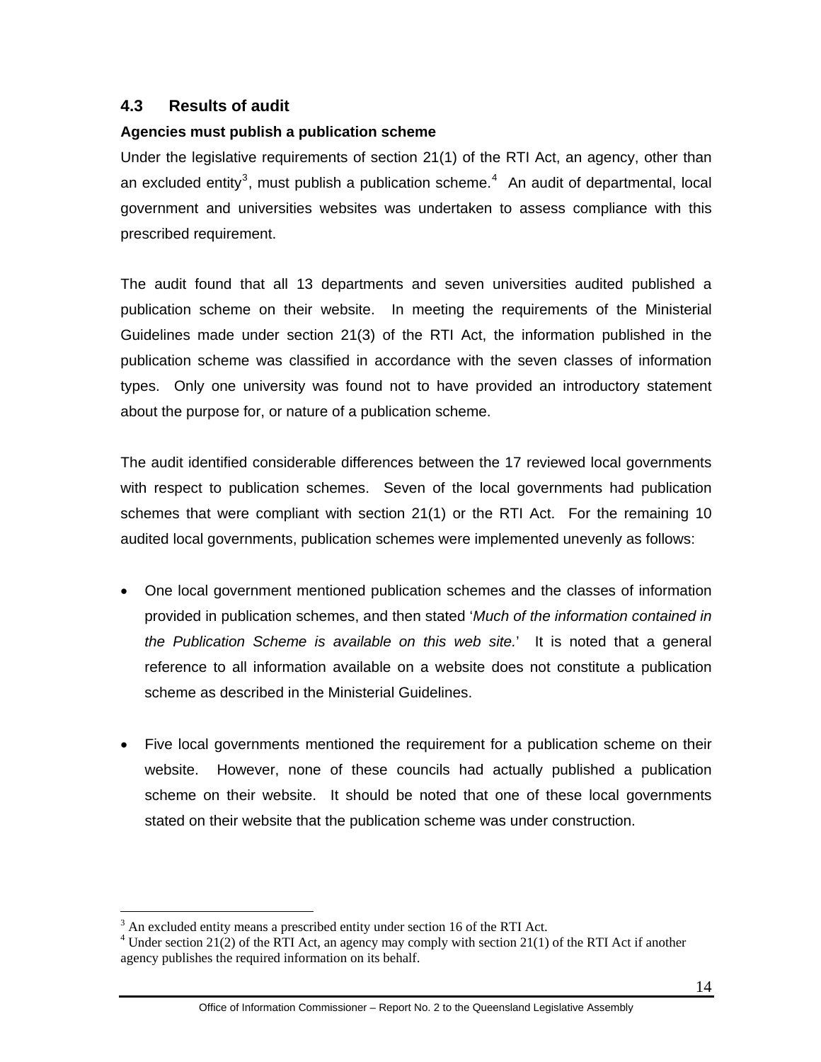## 4.3 Results of audit

**Agencies must publish a publication scheme**

Under the legislative requirements of section 21(1) of the RTI Act, an agency, other than an excluded entity[3], must publish a publication scheme.[4] An audit of departmental, local government and universities websites was undertaken to assess compliance with this prescribed requirement.

The audit found that all 13 departments and seven universities audited published a publication scheme on their website. In meeting the requirements of the Ministerial Guidelines made under section 21(3) of the RTI Act, the information published in the publication scheme was classified in accordance with the seven classes of information types. Only one university was found not to have provided an introductory statement about the purpose for, or nature of a publication scheme.

The audit identified considerable differences between the 17 reviewed local governments with respect to publication schemes. Seven of the local governments had publication schemes that were compliant with section 21(1) or the RTI Act. For the remaining 10 audited local governments, publication schemes were implemented unevenly as follows:

- One local government mentioned publication schemes and the classes of information provided in publication schemes, and then stated '*Much of the information contained in the Publication Scheme is available on this web site.*' It is noted that a general reference to all information available on a website does not constitute a publication scheme as described in the Ministerial Guidelines.

- Five local governments mentioned the requirement for a publication scheme on their website. However, none of these councils had actually published a publication scheme on their website. It should be noted that one of these local governments stated on their website that the publication scheme was under construction.

---

[3] An excluded entity means a prescribed entity under section 16 of the RTI Act.

[4] Under section 21(2) of the RTI Act, an agency may comply with section 21(1) of the RTI Act if another agency publishes the required information on its behalf.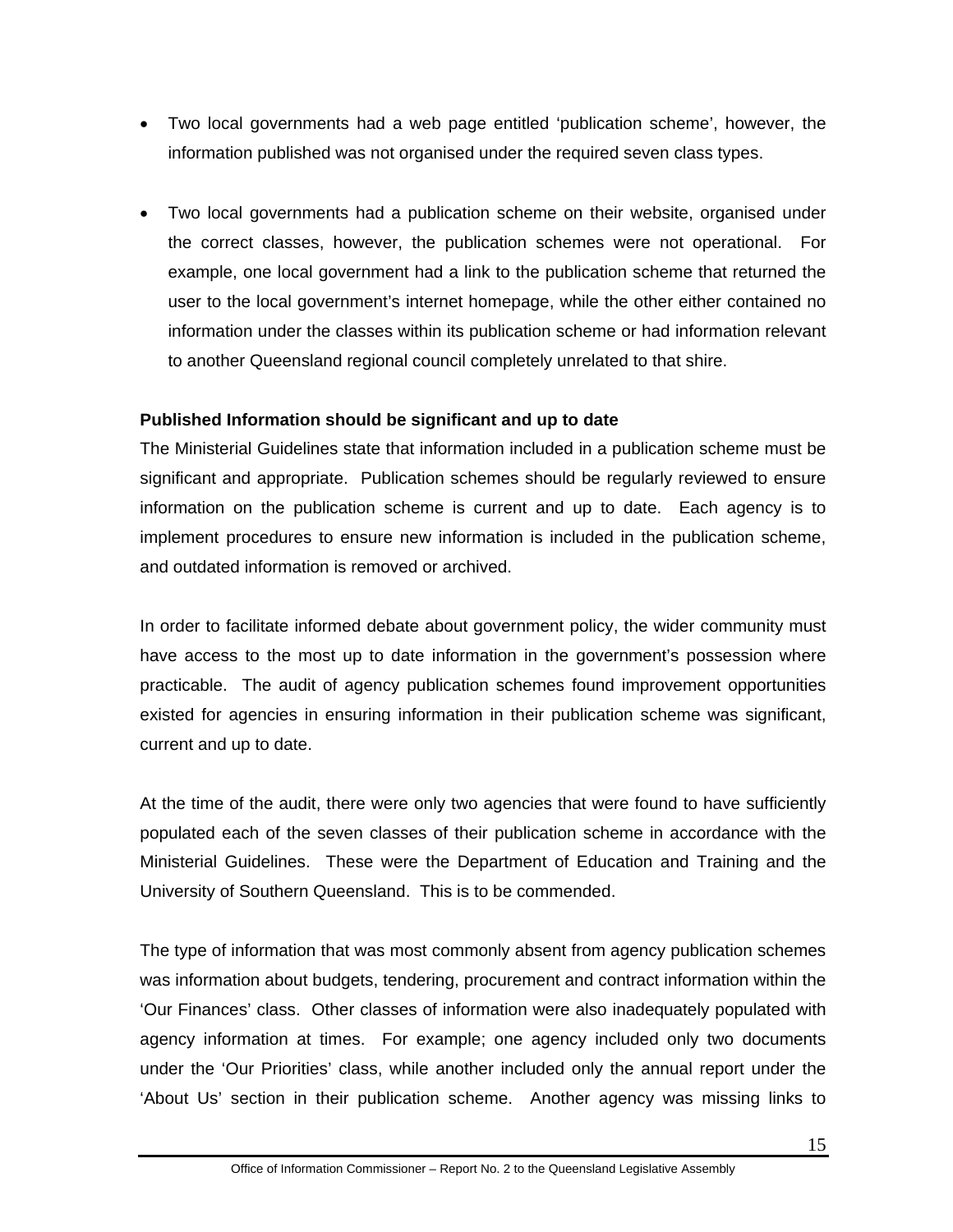- Two local governments had a web page entitled 'publication scheme', however, the information published was not organised under the required seven class types.
- Two local governments had a publication scheme on their website, organised under the correct classes, however, the publication schemes were not operational. For example, one local government had a link to the publication scheme that returned the user to the local government's internet homepage, while the other either contained no information under the classes within its publication scheme or had information relevant to another Queensland regional council completely unrelated to that shire.

**Published Information should be significant and up to date**

The Ministerial Guidelines state that information included in a publication scheme must be significant and appropriate. Publication schemes should be regularly reviewed to ensure information on the publication scheme is current and up to date. Each agency is to implement procedures to ensure new information is included in the publication scheme, and outdated information is removed or archived.

In order to facilitate informed debate about government policy, the wider community must have access to the most up to date information in the government's possession where practicable. The audit of agency publication schemes found improvement opportunities existed for agencies in ensuring information in their publication scheme was significant, current and up to date.

At the time of the audit, there were only two agencies that were found to have sufficiently populated each of the seven classes of their publication scheme in accordance with the Ministerial Guidelines. These were the Department of Education and Training and the University of Southern Queensland. This is to be commended.

The type of information that was most commonly absent from agency publication schemes was information about budgets, tendering, procurement and contract information within the 'Our Finances' class. Other classes of information were also inadequately populated with agency information at times. For example; one agency included only two documents under the 'Our Priorities' class, while another included only the annual report under the 'About Us' section in their publication scheme. Another agency was missing links to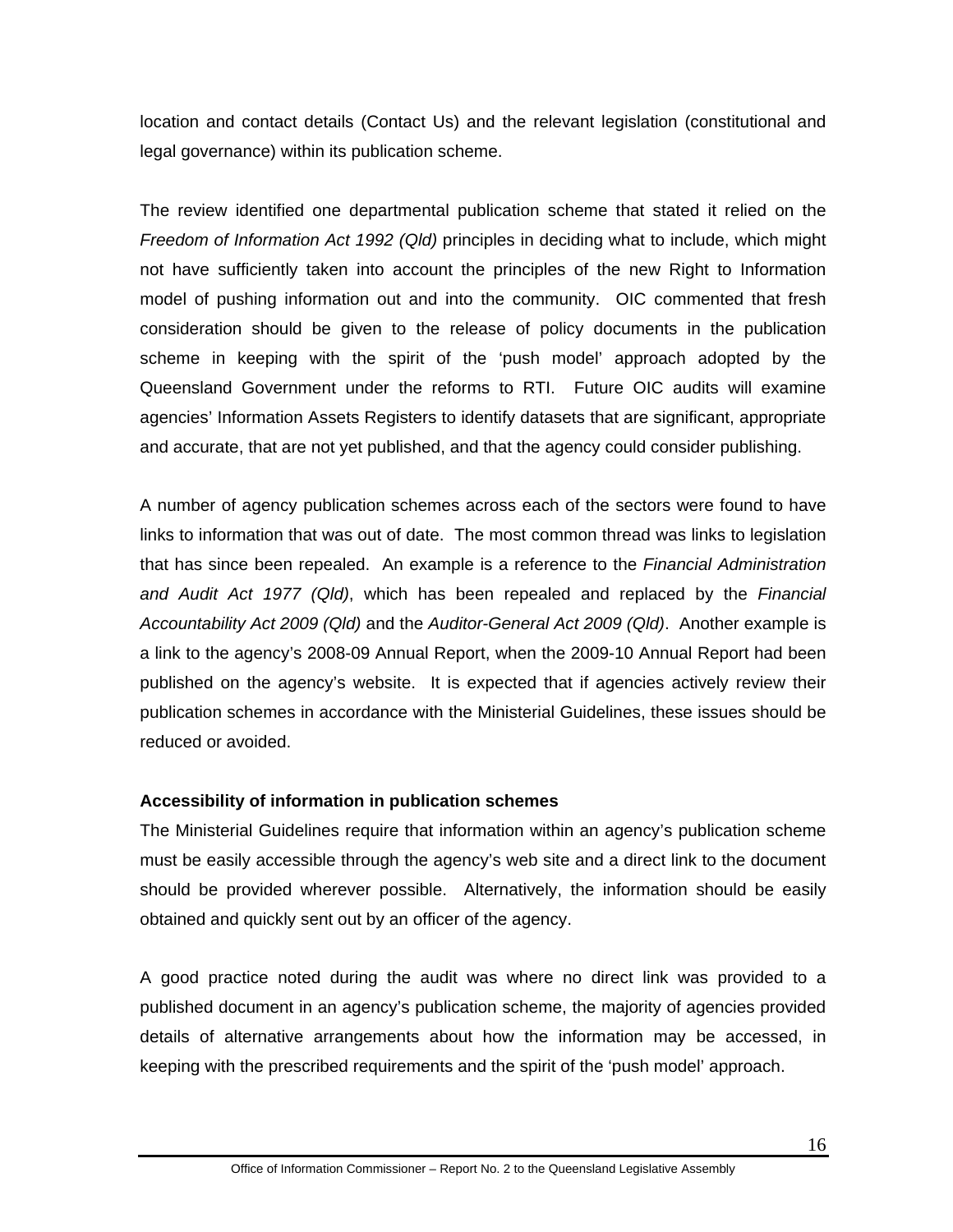location and contact details (Contact Us) and the relevant legislation (constitutional and legal governance) within its publication scheme.

The review identified one departmental publication scheme that stated it relied on the *Freedom of Information Act 1992 (Qld)* principles in deciding what to include, which might not have sufficiently taken into account the principles of the new Right to Information model of pushing information out and into the community. OIC commented that fresh consideration should be given to the release of policy documents in the publication scheme in keeping with the spirit of the 'push model' approach adopted by the Queensland Government under the reforms to RTI. Future OIC audits will examine agencies' Information Assets Registers to identify datasets that are significant, appropriate and accurate, that are not yet published, and that the agency could consider publishing.

A number of agency publication schemes across each of the sectors were found to have links to information that was out of date. The most common thread was links to legislation that has since been repealed. An example is a reference to the *Financial Administration and Audit Act 1977 (Qld)*, which has been repealed and replaced by the *Financial Accountability Act 2009 (Qld)* and the *Auditor-General Act 2009 (Qld)*. Another example is a link to the agency's 2008-09 Annual Report, when the 2009-10 Annual Report had been published on the agency's website. It is expected that if agencies actively review their publication schemes in accordance with the Ministerial Guidelines, these issues should be reduced or avoided.

**Accessibility of information in publication schemes**

The Ministerial Guidelines require that information within an agency's publication scheme must be easily accessible through the agency's web site and a direct link to the document should be provided wherever possible. Alternatively, the information should be easily obtained and quickly sent out by an officer of the agency.

A good practice noted during the audit was where no direct link was provided to a published document in an agency's publication scheme, the majority of agencies provided details of alternative arrangements about how the information may be accessed, in keeping with the prescribed requirements and the spirit of the 'push model' approach.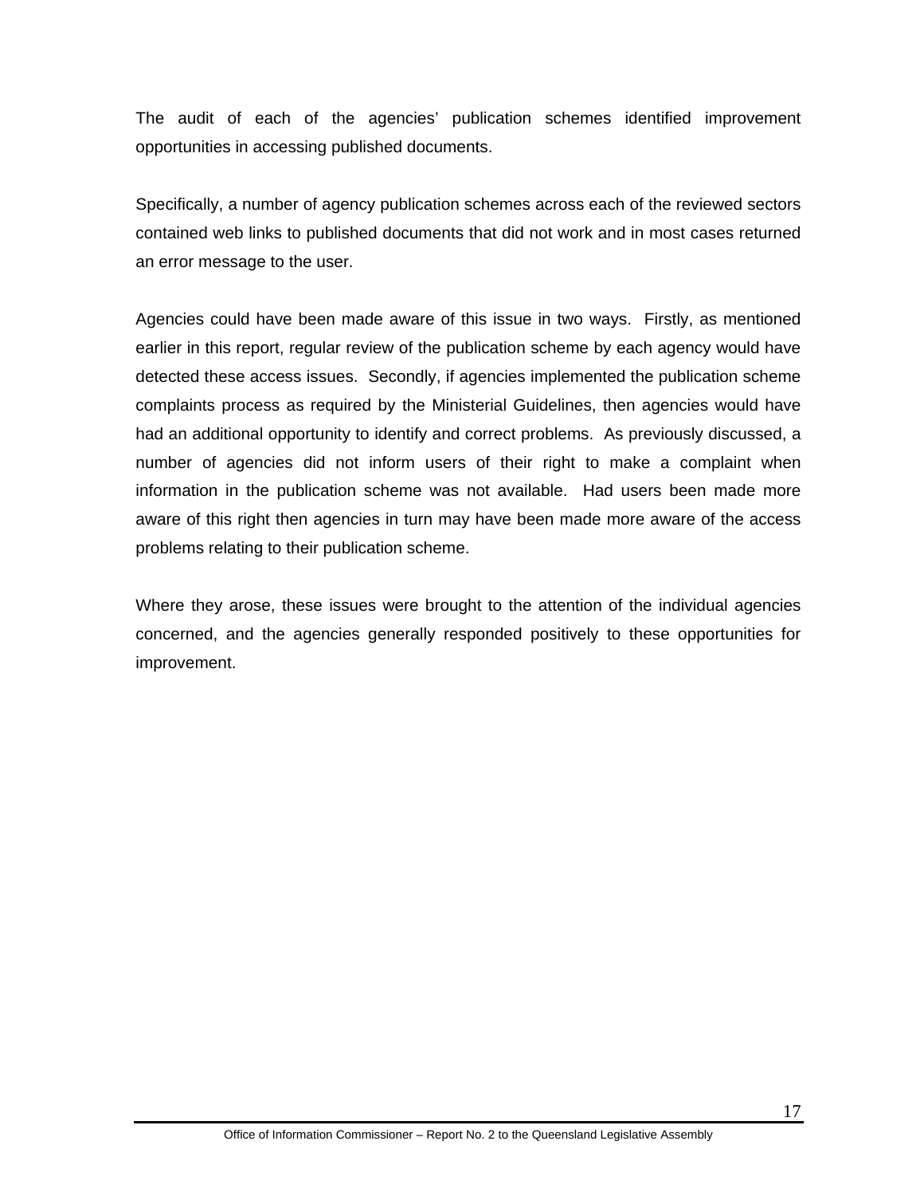The audit of each of the agencies' publication schemes identified improvement opportunities in accessing published documents.

Specifically, a number of agency publication schemes across each of the reviewed sectors contained web links to published documents that did not work and in most cases returned an error message to the user.

Agencies could have been made aware of this issue in two ways. Firstly, as mentioned earlier in this report, regular review of the publication scheme by each agency would have detected these access issues. Secondly, if agencies implemented the publication scheme complaints process as required by the Ministerial Guidelines, then agencies would have had an additional opportunity to identify and correct problems. As previously discussed, a number of agencies did not inform users of their right to make a complaint when information in the publication scheme was not available. Had users been made more aware of this right then agencies in turn may have been made more aware of the access problems relating to their publication scheme.

Where they arose, these issues were brought to the attention of the individual agencies concerned, and the agencies generally responded positively to these opportunities for improvement.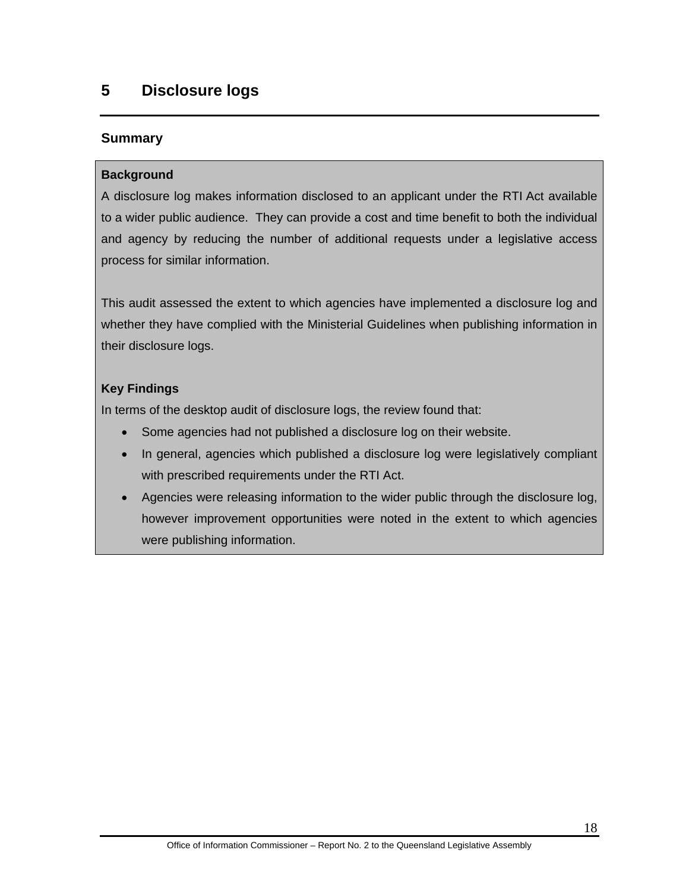# 5 Disclosure logs

## Summary

**Background**

A disclosure log makes information disclosed to an applicant under the RTI Act available to a wider public audience. They can provide a cost and time benefit to both the individual and agency by reducing the number of additional requests under a legislative access process for similar information.

This audit assessed the extent to which agencies have implemented a disclosure log and whether they have complied with the Ministerial Guidelines when publishing information in their disclosure logs.

**Key Findings**

In terms of the desktop audit of disclosure logs, the review found that:

- Some agencies had not published a disclosure log on their website.
- In general, agencies which published a disclosure log were legislatively compliant with prescribed requirements under the RTI Act.
- Agencies were releasing information to the wider public through the disclosure log, however improvement opportunities were noted in the extent to which agencies were publishing information.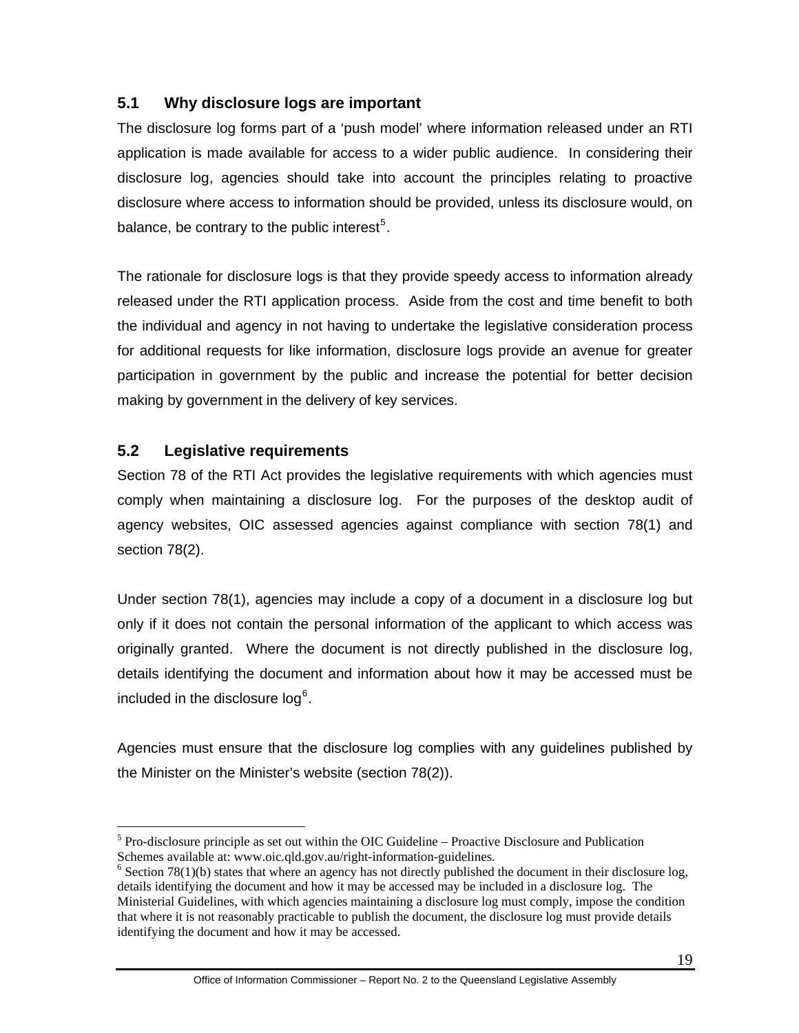### 5.1 Why disclosure logs are important

The disclosure log forms part of a 'push model' where information released under an RTI application is made available for access to a wider public audience. In considering their disclosure log, agencies should take into account the principles relating to proactive disclosure where access to information should be provided, unless its disclosure would, on balance, be contrary to the public interest[5].

The rationale for disclosure logs is that they provide speedy access to information already released under the RTI application process. Aside from the cost and time benefit to both the individual and agency in not having to undertake the legislative consideration process for additional requests for like information, disclosure logs provide an avenue for greater participation in government by the public and increase the potential for better decision making by government in the delivery of key services.

### 5.2 Legislative requirements

Section 78 of the RTI Act provides the legislative requirements with which agencies must comply when maintaining a disclosure log. For the purposes of the desktop audit of agency websites, OIC assessed agencies against compliance with section 78(1) and section 78(2).

Under section 78(1), agencies may include a copy of a document in a disclosure log but only if it does not contain the personal information of the applicant to which access was originally granted. Where the document is not directly published in the disclosure log, details identifying the document and information about how it may be accessed must be included in the disclosure log[6].

Agencies must ensure that the disclosure log complies with any guidelines published by the Minister on the Minister's website (section 78(2)).

---

[5] Pro-disclosure principle as set out within the OIC Guideline – Proactive Disclosure and Publication Schemes available at: www.oic.qld.gov.au/right-information-guidelines.

[6] Section 78(1)(b) states that where an agency has not directly published the document in their disclosure log, details identifying the document and how it may be accessed may be included in a disclosure log. The Ministerial Guidelines, with which agencies maintaining a disclosure log must comply, impose the condition that where it is not reasonably practicable to publish the document, the disclosure log must provide details identifying the document and how it may be accessed.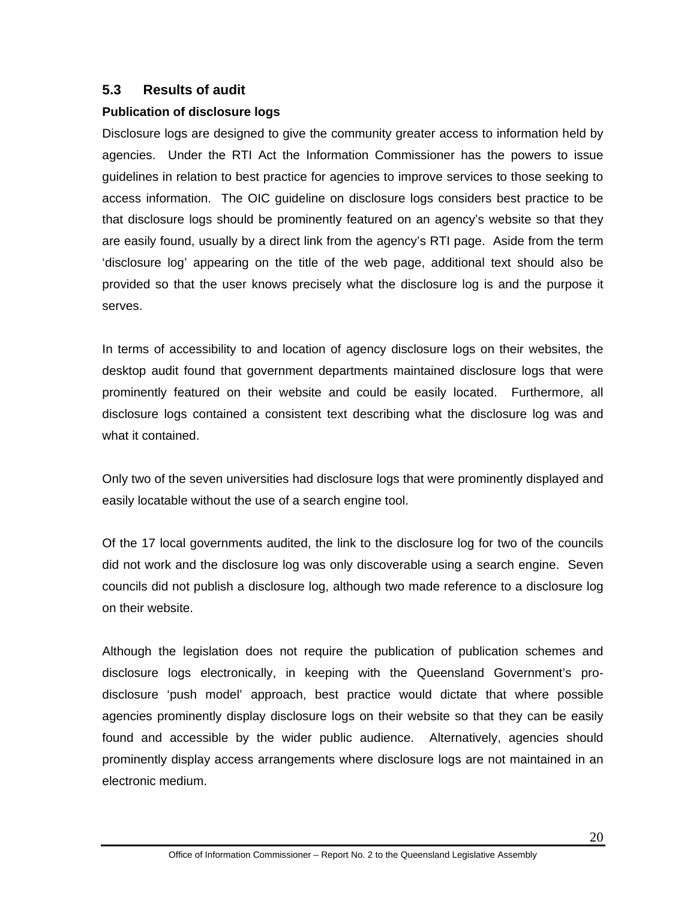## 5.3 Results of audit

### Publication of disclosure logs

Disclosure logs are designed to give the community greater access to information held by agencies. Under the RTI Act the Information Commissioner has the powers to issue guidelines in relation to best practice for agencies to improve services to those seeking to access information. The OIC guideline on disclosure logs considers best practice to be that disclosure logs should be prominently featured on an agency's website so that they are easily found, usually by a direct link from the agency's RTI page. Aside from the term 'disclosure log' appearing on the title of the web page, additional text should also be provided so that the user knows precisely what the disclosure log is and the purpose it serves.

In terms of accessibility to and location of agency disclosure logs on their websites, the desktop audit found that government departments maintained disclosure logs that were prominently featured on their website and could be easily located. Furthermore, all disclosure logs contained a consistent text describing what the disclosure log was and what it contained.

Only two of the seven universities had disclosure logs that were prominently displayed and easily locatable without the use of a search engine tool.

Of the 17 local governments audited, the link to the disclosure log for two of the councils did not work and the disclosure log was only discoverable using a search engine. Seven councils did not publish a disclosure log, although two made reference to a disclosure log on their website.

Although the legislation does not require the publication of publication schemes and disclosure logs electronically, in keeping with the Queensland Government's pro-disclosure 'push model' approach, best practice would dictate that where possible agencies prominently display disclosure logs on their website so that they can be easily found and accessible by the wider public audience. Alternatively, agencies should prominently display access arrangements where disclosure logs are not maintained in an electronic medium.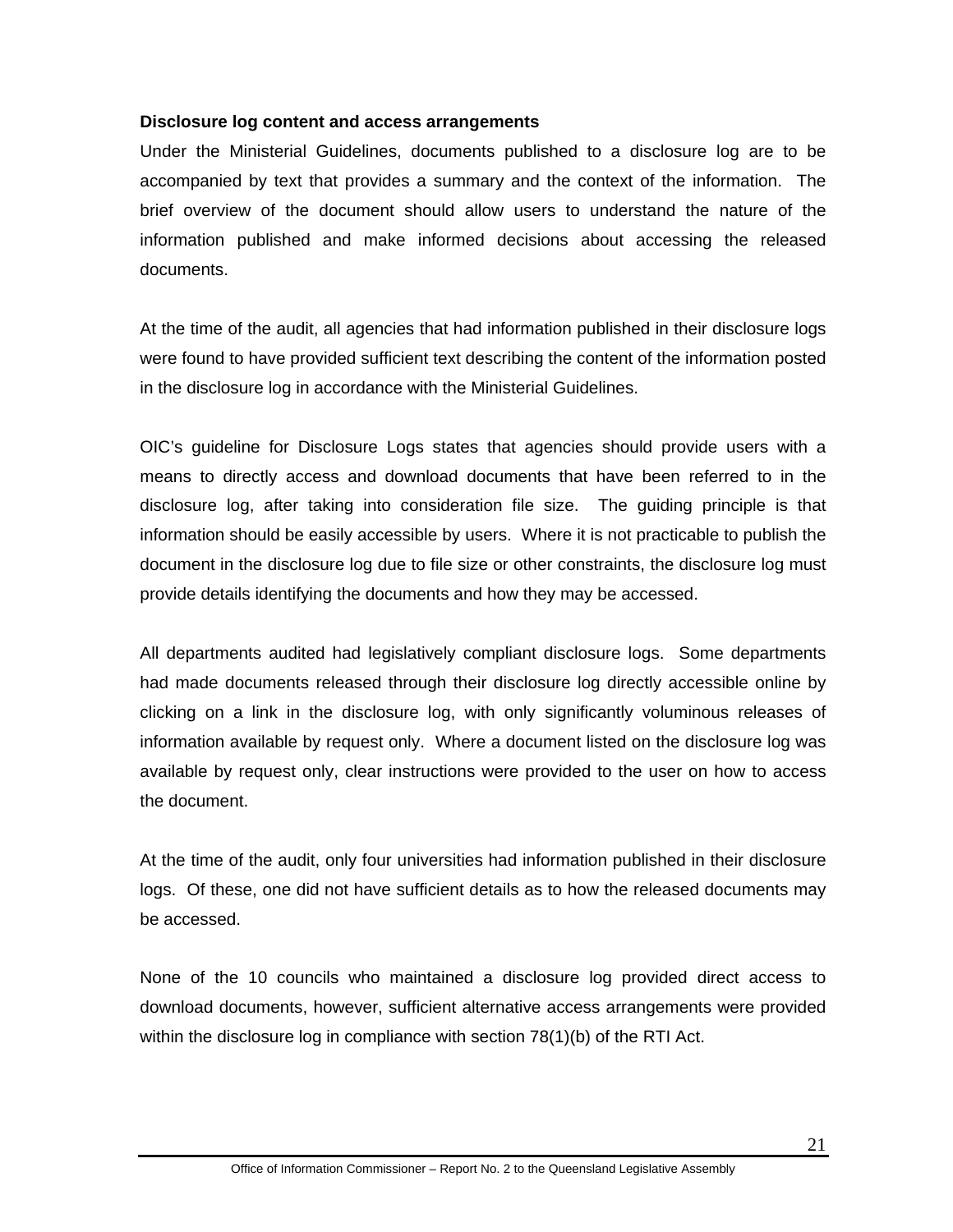**Disclosure log content and access arrangements**

Under the Ministerial Guidelines, documents published to a disclosure log are to be accompanied by text that provides a summary and the context of the information. The brief overview of the document should allow users to understand the nature of the information published and make informed decisions about accessing the released documents.

At the time of the audit, all agencies that had information published in their disclosure logs were found to have provided sufficient text describing the content of the information posted in the disclosure log in accordance with the Ministerial Guidelines.

OIC's guideline for Disclosure Logs states that agencies should provide users with a means to directly access and download documents that have been referred to in the disclosure log, after taking into consideration file size. The guiding principle is that information should be easily accessible by users. Where it is not practicable to publish the document in the disclosure log due to file size or other constraints, the disclosure log must provide details identifying the documents and how they may be accessed.

All departments audited had legislatively compliant disclosure logs. Some departments had made documents released through their disclosure log directly accessible online by clicking on a link in the disclosure log, with only significantly voluminous releases of information available by request only. Where a document listed on the disclosure log was available by request only, clear instructions were provided to the user on how to access the document.

At the time of the audit, only four universities had information published in their disclosure logs. Of these, one did not have sufficient details as to how the released documents may be accessed.

None of the 10 councils who maintained a disclosure log provided direct access to download documents, however, sufficient alternative access arrangements were provided within the disclosure log in compliance with section 78(1)(b) of the RTI Act.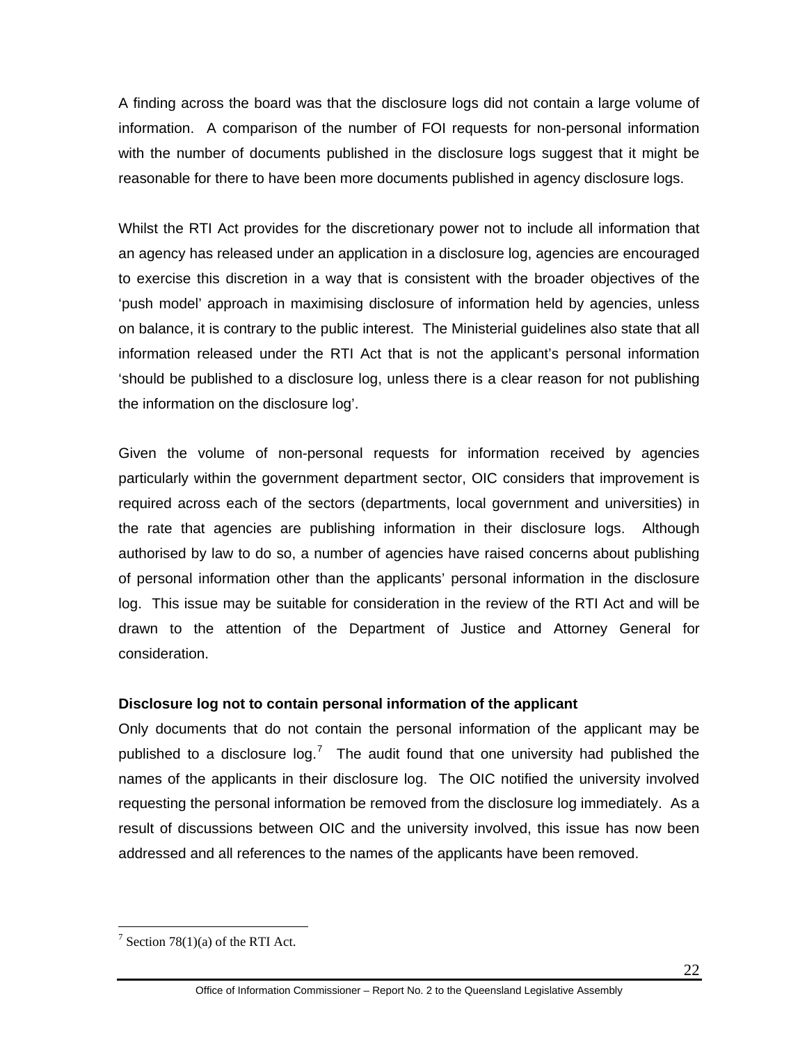A finding across the board was that the disclosure logs did not contain a large volume of information. A comparison of the number of FOI requests for non-personal information with the number of documents published in the disclosure logs suggest that it might be reasonable for there to have been more documents published in agency disclosure logs.

Whilst the RTI Act provides for the discretionary power not to include all information that an agency has released under an application in a disclosure log, agencies are encouraged to exercise this discretion in a way that is consistent with the broader objectives of the 'push model' approach in maximising disclosure of information held by agencies, unless on balance, it is contrary to the public interest. The Ministerial guidelines also state that all information released under the RTI Act that is not the applicant's personal information 'should be published to a disclosure log, unless there is a clear reason for not publishing the information on the disclosure log'.

Given the volume of non-personal requests for information received by agencies particularly within the government department sector, OIC considers that improvement is required across each of the sectors (departments, local government and universities) in the rate that agencies are publishing information in their disclosure logs. Although authorised by law to do so, a number of agencies have raised concerns about publishing of personal information other than the applicants' personal information in the disclosure log. This issue may be suitable for consideration in the review of the RTI Act and will be drawn to the attention of the Department of Justice and Attorney General for consideration.

**Disclosure log not to contain personal information of the applicant**

Only documents that do not contain the personal information of the applicant may be published to a disclosure log.[7] The audit found that one university had published the names of the applicants in their disclosure log. The OIC notified the university involved requesting the personal information be removed from the disclosure log immediately. As a result of discussions between OIC and the university involved, this issue has now been addressed and all references to the names of the applicants have been removed.

[7] Section 78(1)(a) of the RTI Act.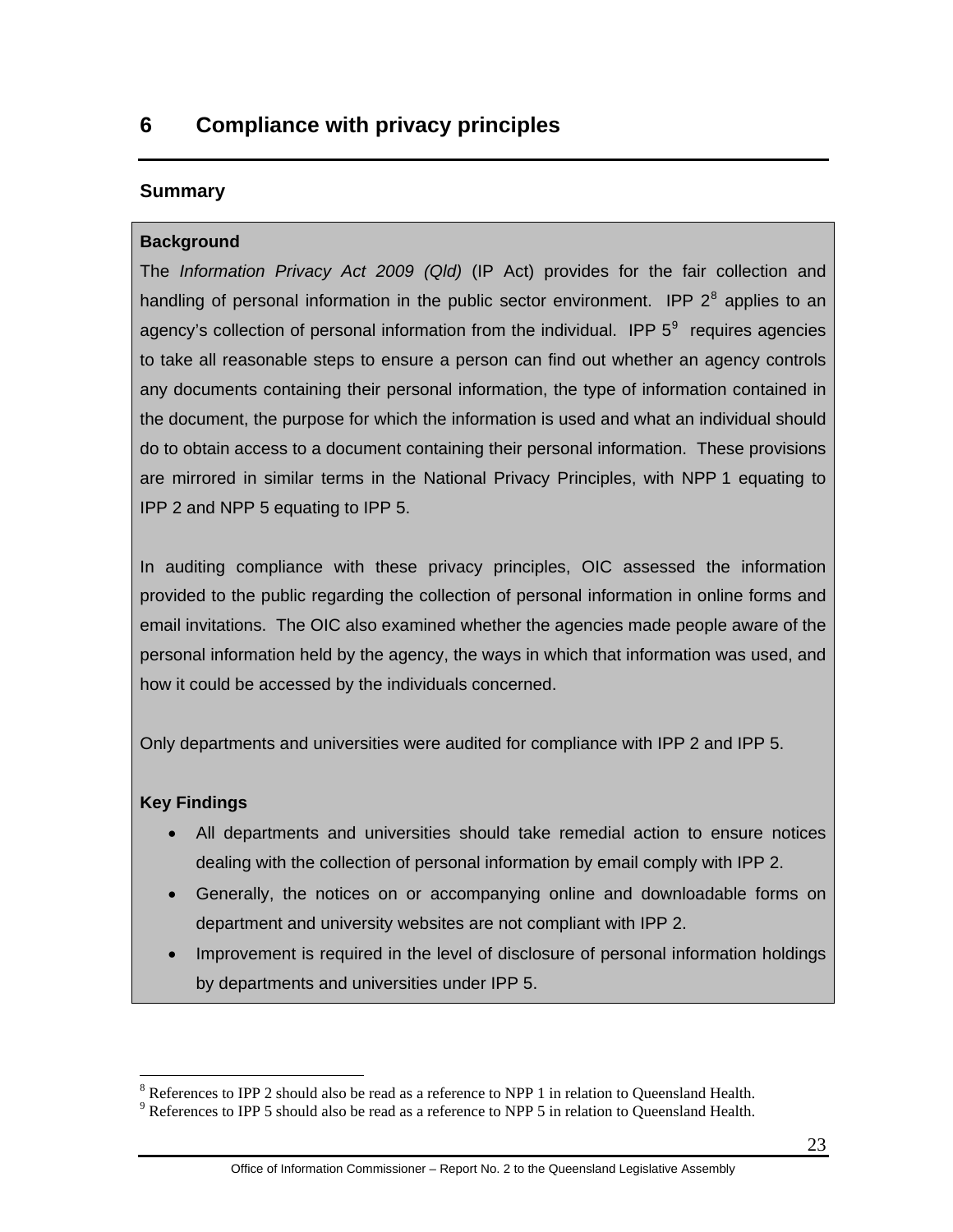# 6 Compliance with privacy principles

## Summary

**Background**

The *Information Privacy Act 2009 (Qld)* (IP Act) provides for the fair collection and handling of personal information in the public sector environment. IPP 2[8] applies to an agency's collection of personal information from the individual. IPP 5[9] requires agencies to take all reasonable steps to ensure a person can find out whether an agency controls any documents containing their personal information, the type of information contained in the document, the purpose for which the information is used and what an individual should do to obtain access to a document containing their personal information. These provisions are mirrored in similar terms in the National Privacy Principles, with NPP 1 equating to IPP 2 and NPP 5 equating to IPP 5.

In auditing compliance with these privacy principles, OIC assessed the information provided to the public regarding the collection of personal information in online forms and email invitations. The OIC also examined whether the agencies made people aware of the personal information held by the agency, the ways in which that information was used, and how it could be accessed by the individuals concerned.

Only departments and universities were audited for compliance with IPP 2 and IPP 5.

**Key Findings**

- All departments and universities should take remedial action to ensure notices dealing with the collection of personal information by email comply with IPP 2.
- Generally, the notices on or accompanying online and downloadable forms on department and university websites are not compliant with IPP 2.
- Improvement is required in the level of disclosure of personal information holdings by departments and universities under IPP 5.

---

[8] References to IPP 2 should also be read as a reference to NPP 1 in relation to Queensland Health.

[9] References to IPP 5 should also be read as a reference to NPP 5 in relation to Queensland Health.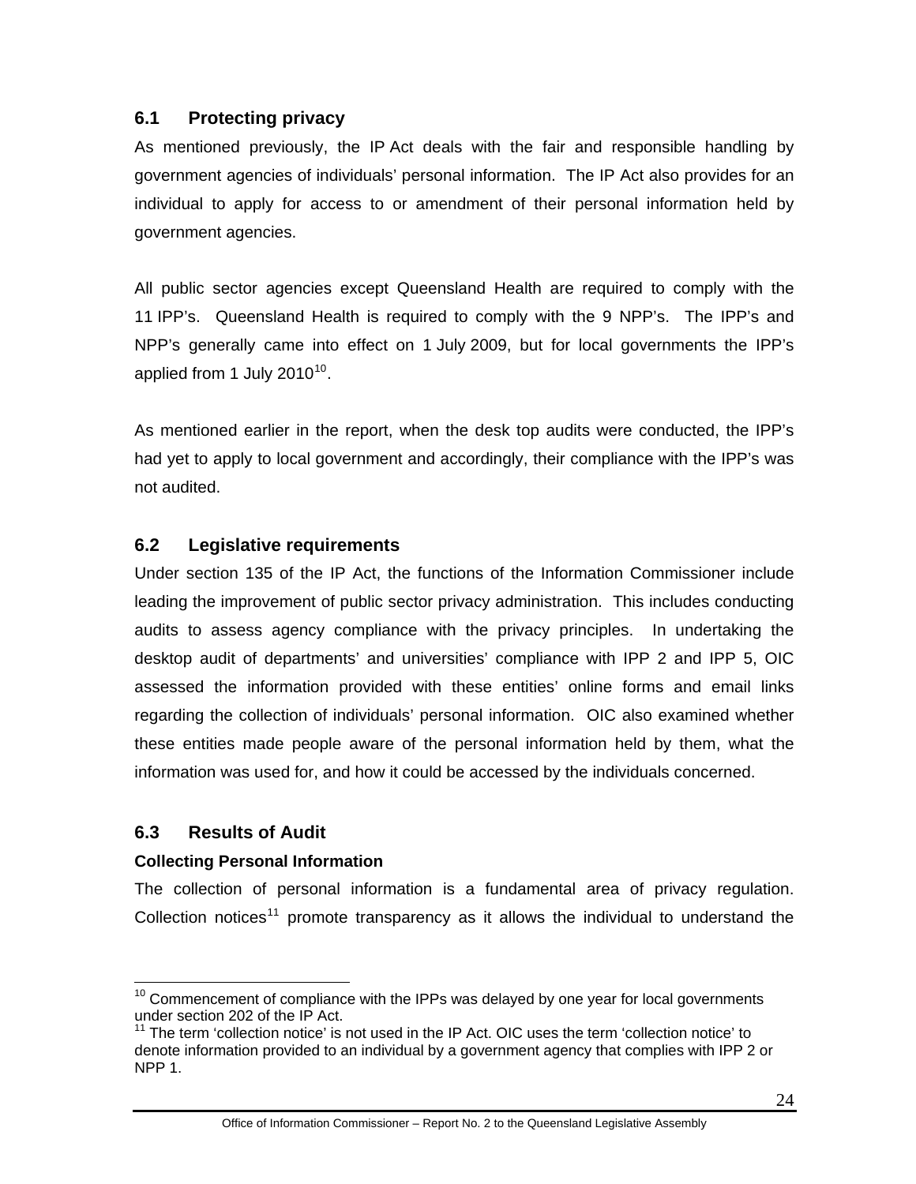## 6.1 Protecting privacy

As mentioned previously, the IP Act deals with the fair and responsible handling by government agencies of individuals' personal information. The IP Act also provides for an individual to apply for access to or amendment of their personal information held by government agencies.

All public sector agencies except Queensland Health are required to comply with the 11 IPP's. Queensland Health is required to comply with the 9 NPP's. The IPP's and NPP's generally came into effect on 1 July 2009, but for local governments the IPP's applied from 1 July 2010[10].

As mentioned earlier in the report, when the desk top audits were conducted, the IPP's had yet to apply to local government and accordingly, their compliance with the IPP's was not audited.

## 6.2 Legislative requirements

Under section 135 of the IP Act, the functions of the Information Commissioner include leading the improvement of public sector privacy administration. This includes conducting audits to assess agency compliance with the privacy principles. In undertaking the desktop audit of departments' and universities' compliance with IPP 2 and IPP 5, OIC assessed the information provided with these entities' online forms and email links regarding the collection of individuals' personal information. OIC also examined whether these entities made people aware of the personal information held by them, what the information was used for, and how it could be accessed by the individuals concerned.

## 6.3 Results of Audit

### Collecting Personal Information

The collection of personal information is a fundamental area of privacy regulation. Collection notices[11] promote transparency as it allows the individual to understand the

---

[10] Commencement of compliance with the IPPs was delayed by one year for local governments under section 202 of the IP Act.

[11] The term 'collection notice' is not used in the IP Act. OIC uses the term 'collection notice' to denote information provided to an individual by a government agency that complies with IPP 2 or NPP 1.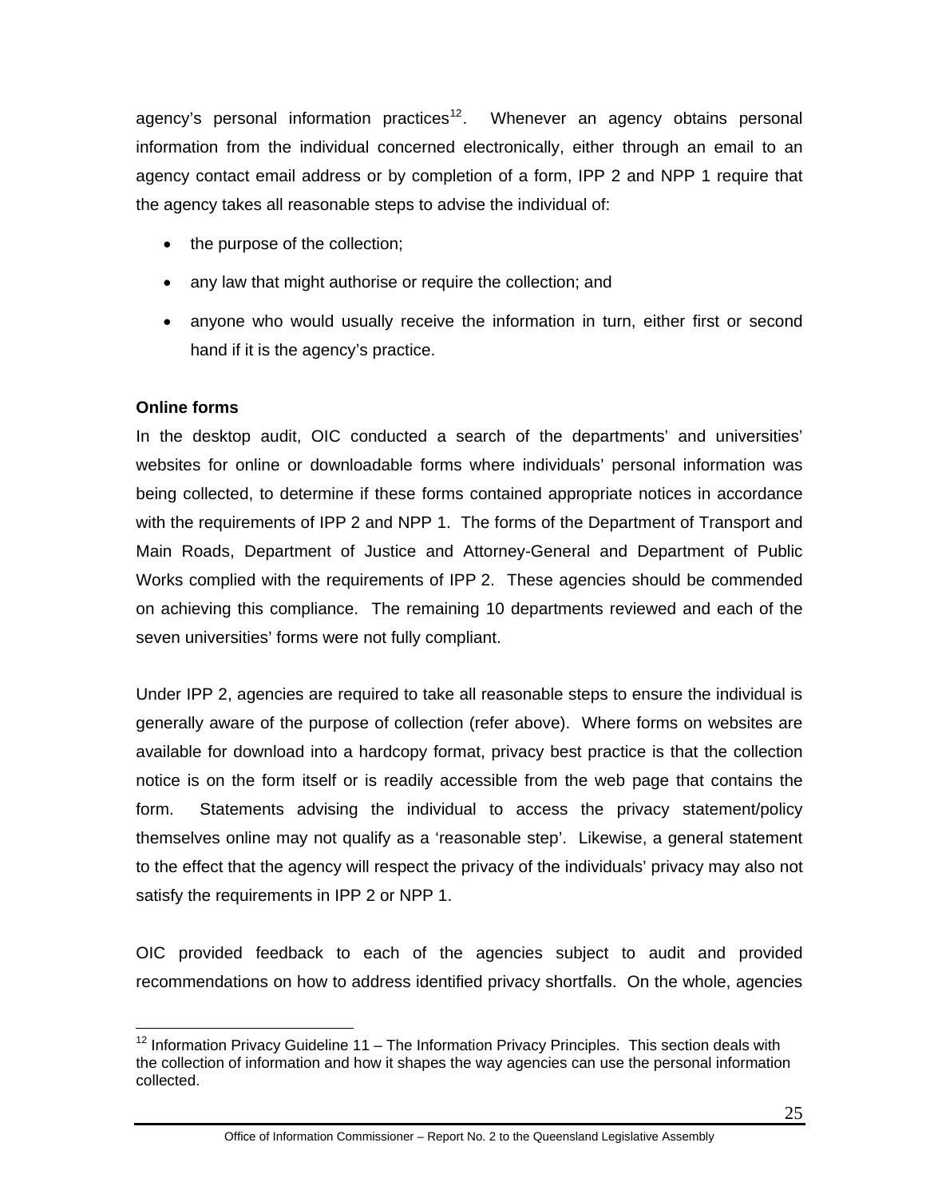agency's personal information practices[12]. Whenever an agency obtains personal information from the individual concerned electronically, either through an email to an agency contact email address or by completion of a form, IPP 2 and NPP 1 require that the agency takes all reasonable steps to advise the individual of:

- the purpose of the collection;
- any law that might authorise or require the collection; and
- anyone who would usually receive the information in turn, either first or second hand if it is the agency's practice.

**Online forms**

In the desktop audit, OIC conducted a search of the departments' and universities' websites for online or downloadable forms where individuals' personal information was being collected, to determine if these forms contained appropriate notices in accordance with the requirements of IPP 2 and NPP 1. The forms of the Department of Transport and Main Roads, Department of Justice and Attorney-General and Department of Public Works complied with the requirements of IPP 2. These agencies should be commended on achieving this compliance. The remaining 10 departments reviewed and each of the seven universities' forms were not fully compliant.

Under IPP 2, agencies are required to take all reasonable steps to ensure the individual is generally aware of the purpose of collection (refer above). Where forms on websites are available for download into a hardcopy format, privacy best practice is that the collection notice is on the form itself or is readily accessible from the web page that contains the form. Statements advising the individual to access the privacy statement/policy themselves online may not qualify as a 'reasonable step'. Likewise, a general statement to the effect that the agency will respect the privacy of the individuals' privacy may also not satisfy the requirements in IPP 2 or NPP 1.

OIC provided feedback to each of the agencies subject to audit and provided recommendations on how to address identified privacy shortfalls. On the whole, agencies

---

[12] Information Privacy Guideline 11 – The Information Privacy Principles. This section deals with the collection of information and how it shapes the way agencies can use the personal information collected.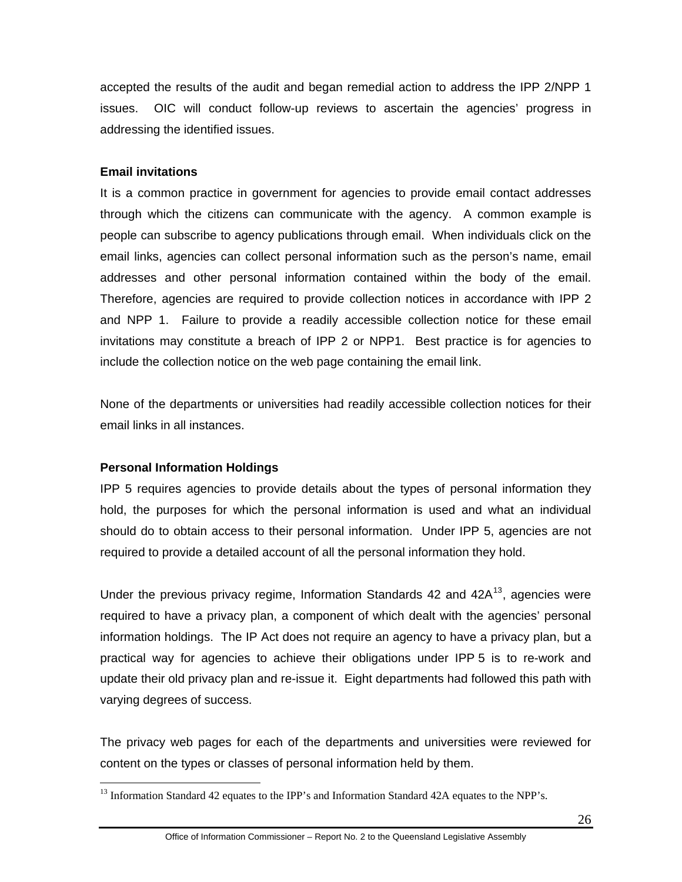accepted the results of the audit and began remedial action to address the IPP 2/NPP 1 issues. OIC will conduct follow-up reviews to ascertain the agencies' progress in addressing the identified issues.

**Email invitations**

It is a common practice in government for agencies to provide email contact addresses through which the citizens can communicate with the agency. A common example is people can subscribe to agency publications through email. When individuals click on the email links, agencies can collect personal information such as the person's name, email addresses and other personal information contained within the body of the email. Therefore, agencies are required to provide collection notices in accordance with IPP 2 and NPP 1. Failure to provide a readily accessible collection notice for these email invitations may constitute a breach of IPP 2 or NPP1. Best practice is for agencies to include the collection notice on the web page containing the email link.

None of the departments or universities had readily accessible collection notices for their email links in all instances.

**Personal Information Holdings**

IPP 5 requires agencies to provide details about the types of personal information they hold, the purposes for which the personal information is used and what an individual should do to obtain access to their personal information. Under IPP 5, agencies are not required to provide a detailed account of all the personal information they hold.

Under the previous privacy regime, Information Standards 42 and 42A[13], agencies were required to have a privacy plan, a component of which dealt with the agencies' personal information holdings. The IP Act does not require an agency to have a privacy plan, but a practical way for agencies to achieve their obligations under IPP 5 is to re-work and update their old privacy plan and re-issue it. Eight departments had followed this path with varying degrees of success.

The privacy web pages for each of the departments and universities were reviewed for content on the types or classes of personal information held by them.

---

[13] Information Standard 42 equates to the IPP's and Information Standard 42A equates to the NPP's.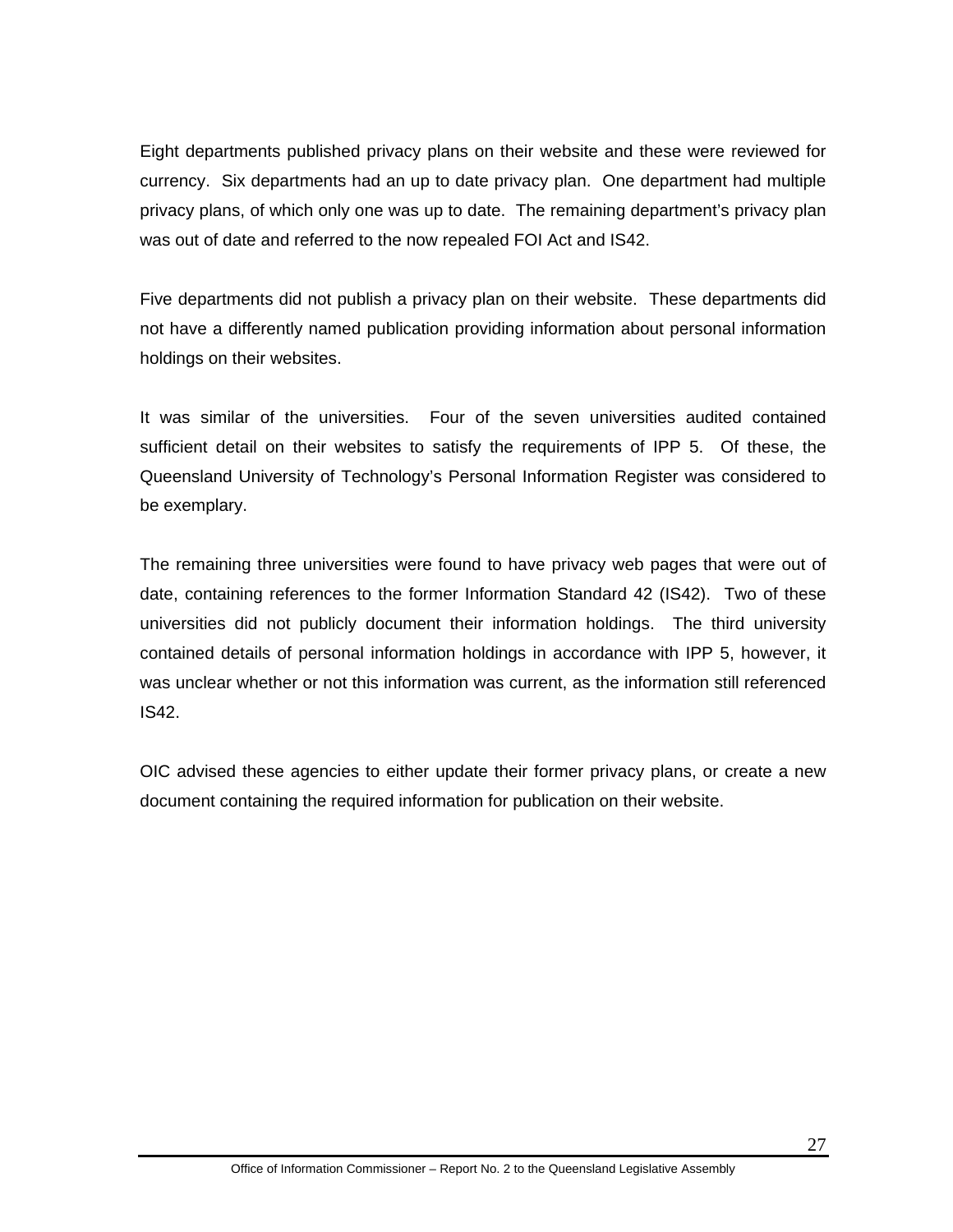Eight departments published privacy plans on their website and these were reviewed for currency. Six departments had an up to date privacy plan. One department had multiple privacy plans, of which only one was up to date. The remaining department's privacy plan was out of date and referred to the now repealed FOI Act and IS42.

Five departments did not publish a privacy plan on their website. These departments did not have a differently named publication providing information about personal information holdings on their websites.

It was similar of the universities. Four of the seven universities audited contained sufficient detail on their websites to satisfy the requirements of IPP 5. Of these, the Queensland University of Technology's Personal Information Register was considered to be exemplary.

The remaining three universities were found to have privacy web pages that were out of date, containing references to the former Information Standard 42 (IS42). Two of these universities did not publicly document their information holdings. The third university contained details of personal information holdings in accordance with IPP 5, however, it was unclear whether or not this information was current, as the information still referenced IS42.

OIC advised these agencies to either update their former privacy plans, or create a new document containing the required information for publication on their website.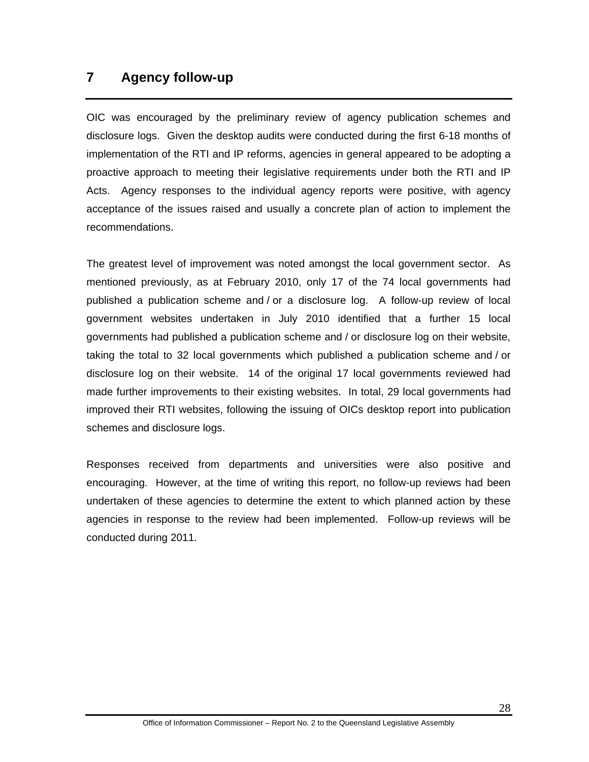# 7 Agency follow-up

OIC was encouraged by the preliminary review of agency publication schemes and disclosure logs. Given the desktop audits were conducted during the first 6-18 months of implementation of the RTI and IP reforms, agencies in general appeared to be adopting a proactive approach to meeting their legislative requirements under both the RTI and IP Acts. Agency responses to the individual agency reports were positive, with agency acceptance of the issues raised and usually a concrete plan of action to implement the recommendations.

The greatest level of improvement was noted amongst the local government sector. As mentioned previously, as at February 2010, only 17 of the 74 local governments had published a publication scheme and / or a disclosure log. A follow-up review of local government websites undertaken in July 2010 identified that a further 15 local governments had published a publication scheme and / or disclosure log on their website, taking the total to 32 local governments which published a publication scheme and / or disclosure log on their website. 14 of the original 17 local governments reviewed had made further improvements to their existing websites. In total, 29 local governments had improved their RTI websites, following the issuing of OICs desktop report into publication schemes and disclosure logs.

Responses received from departments and universities were also positive and encouraging. However, at the time of writing this report, no follow-up reviews had been undertaken of these agencies to determine the extent to which planned action by these agencies in response to the review had been implemented. Follow-up reviews will be conducted during 2011.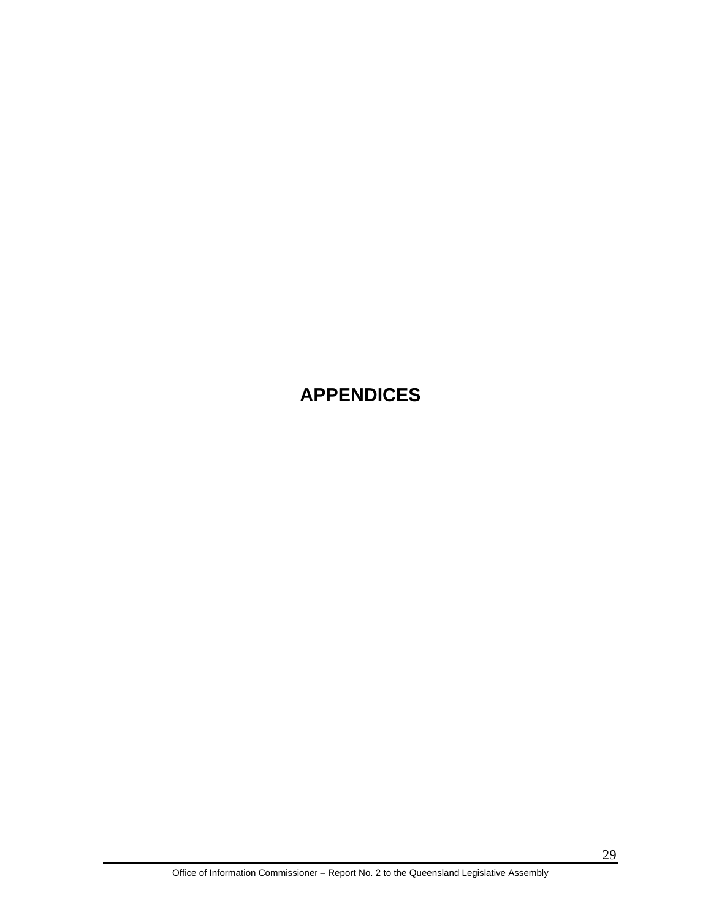# APPENDICES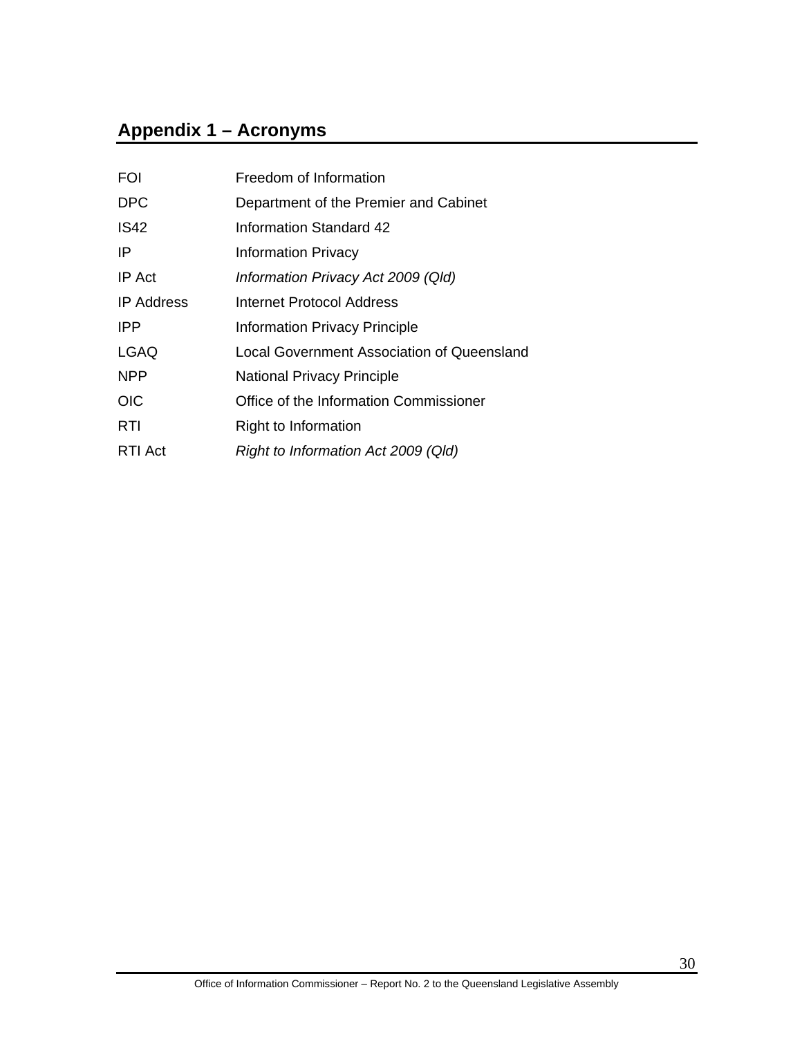## Appendix 1 – Acronyms

| | |
|---|---|
| FOI | Freedom of Information |
| DPC | Department of the Premier and Cabinet |
| IS42 | Information Standard 42 |
| IP | Information Privacy |
| IP Act | *Information Privacy Act 2009 (Qld)* |
| IP Address | Internet Protocol Address |
| IPP | Information Privacy Principle |
| LGAQ | Local Government Association of Queensland |
| NPP | National Privacy Principle |
| OIC | Office of the Information Commissioner |
| RTI | Right to Information |
| RTI Act | *Right to Information Act 2009 (Qld)* |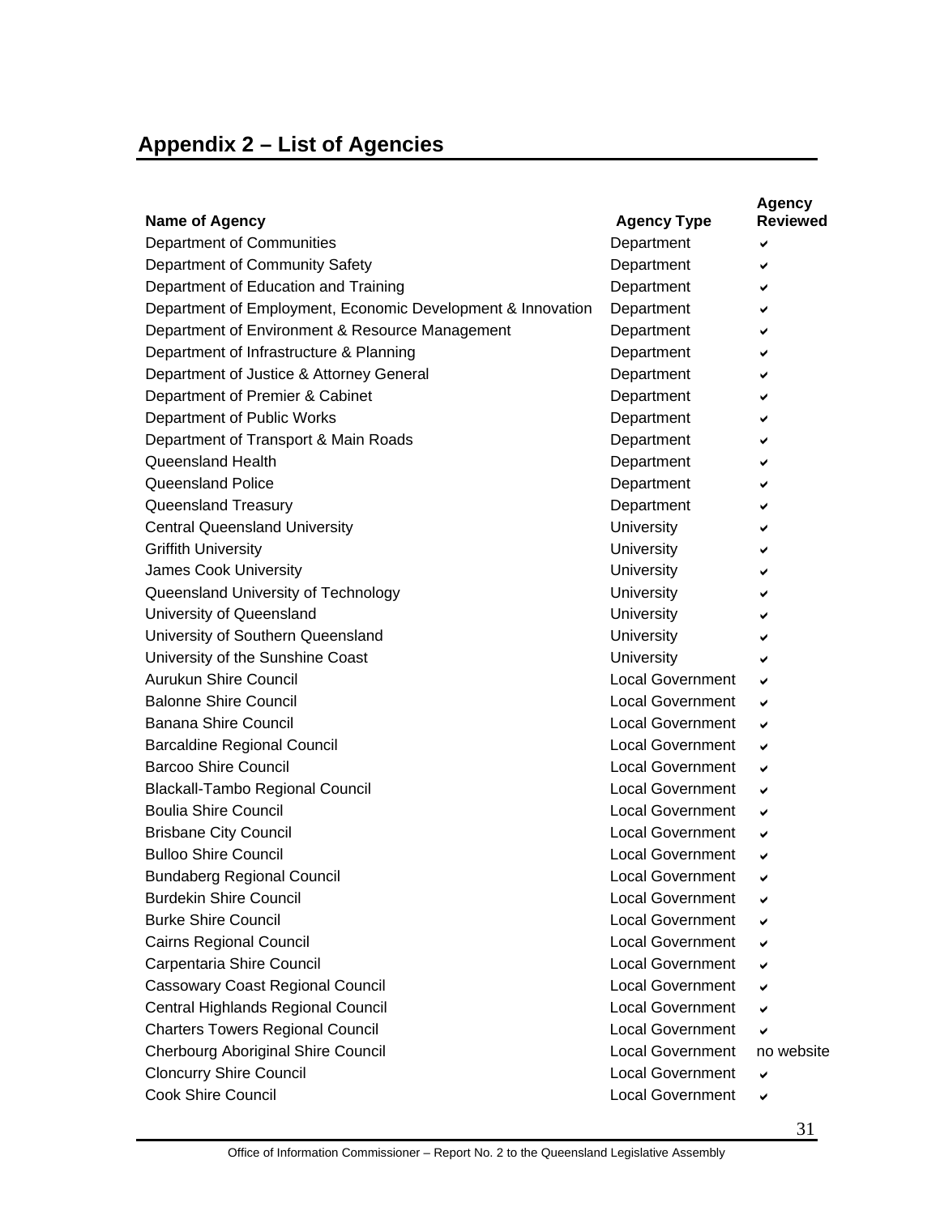## Appendix 2 – List of Agencies

| Name of Agency | Agency Type | Agency Reviewed |
|---|---|---|
| Department of Communities | Department | ✔ |
| Department of Community Safety | Department | ✔ |
| Department of Education and Training | Department | ✔ |
| Department of Employment, Economic Development & Innovation | Department | ✔ |
| Department of Environment & Resource Management | Department | ✔ |
| Department of Infrastructure & Planning | Department | ✔ |
| Department of Justice & Attorney General | Department | ✔ |
| Department of Premier & Cabinet | Department | ✔ |
| Department of Public Works | Department | ✔ |
| Department of Transport & Main Roads | Department | ✔ |
| Queensland Health | Department | ✔ |
| Queensland Police | Department | ✔ |
| Queensland Treasury | Department | ✔ |
| Central Queensland University | University | ✔ |
| Griffith University | University | ✔ |
| James Cook University | University | ✔ |
| Queensland University of Technology | University | ✔ |
| University of Queensland | University | ✔ |
| University of Southern Queensland | University | ✔ |
| University of the Sunshine Coast | University | ✔ |
| Aurukun Shire Council | Local Government | ✔ |
| Balonne Shire Council | Local Government | ✔ |
| Banana Shire Council | Local Government | ✔ |
| Barcaldine Regional Council | Local Government | ✔ |
| Barcoo Shire Council | Local Government | ✔ |
| Blackall-Tambo Regional Council | Local Government | ✔ |
| Boulia Shire Council | Local Government | ✔ |
| Brisbane City Council | Local Government | ✔ |
| Bulloo Shire Council | Local Government | ✔ |
| Bundaberg Regional Council | Local Government | ✔ |
| Burdekin Shire Council | Local Government | ✔ |
| Burke Shire Council | Local Government | ✔ |
| Cairns Regional Council | Local Government | ✔ |
| Carpentaria Shire Council | Local Government | ✔ |
| Cassowary Coast Regional Council | Local Government | ✔ |
| Central Highlands Regional Council | Local Government | ✔ |
| Charters Towers Regional Council | Local Government | ✔ |
| Cherbourg Aboriginal Shire Council | Local Government | no website |
| Cloncurry Shire Council | Local Government | ✔ |
| Cook Shire Council | Local Government | ✔ |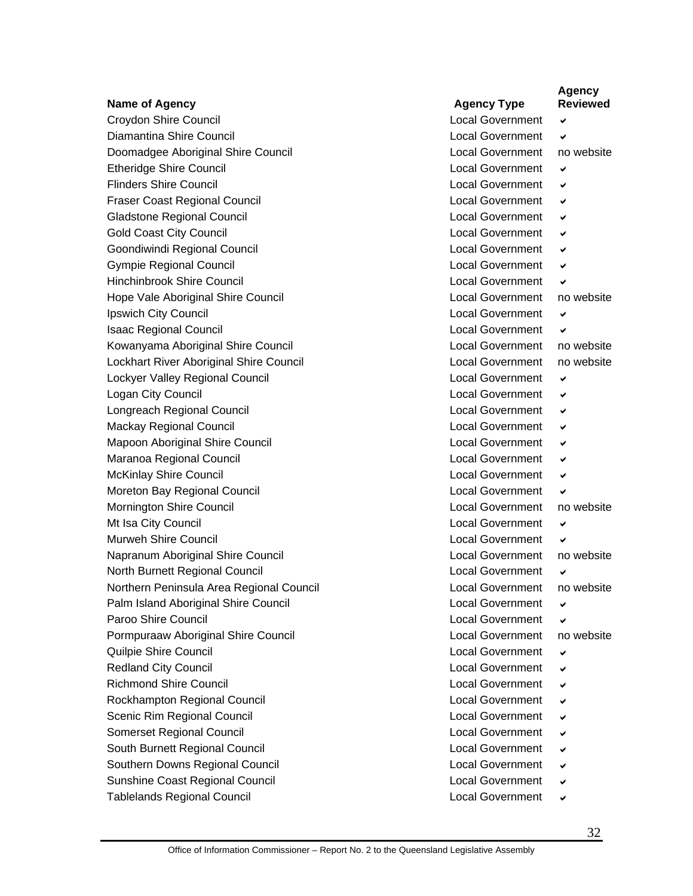| Name of Agency | Agency Type | Agency Reviewed |
|---|---|---|
| Croydon Shire Council | Local Government | ✔ |
| Diamantina Shire Council | Local Government | ✔ |
| Doomadgee Aboriginal Shire Council | Local Government | no website |
| Etheridge Shire Council | Local Government | ✔ |
| Flinders Shire Council | Local Government | ✔ |
| Fraser Coast Regional Council | Local Government | ✔ |
| Gladstone Regional Council | Local Government | ✔ |
| Gold Coast City Council | Local Government | ✔ |
| Goondiwindi Regional Council | Local Government | ✔ |
| Gympie Regional Council | Local Government | ✔ |
| Hinchinbrook Shire Council | Local Government | ✔ |
| Hope Vale Aboriginal Shire Council | Local Government | no website |
| Ipswich City Council | Local Government | ✔ |
| Isaac Regional Council | Local Government | ✔ |
| Kowanyama Aboriginal Shire Council | Local Government | no website |
| Lockhart River Aboriginal Shire Council | Local Government | no website |
| Lockyer Valley Regional Council | Local Government | ✔ |
| Logan City Council | Local Government | ✔ |
| Longreach Regional Council | Local Government | ✔ |
| Mackay Regional Council | Local Government | ✔ |
| Mapoon Aboriginal Shire Council | Local Government | ✔ |
| Maranoa Regional Council | Local Government | ✔ |
| McKinlay Shire Council | Local Government | ✔ |
| Moreton Bay Regional Council | Local Government | ✔ |
| Mornington Shire Council | Local Government | no website |
| Mt Isa City Council | Local Government | ✔ |
| Murweh Shire Council | Local Government | ✔ |
| Napranum Aboriginal Shire Council | Local Government | no website |
| North Burnett Regional Council | Local Government | ✔ |
| Northern Peninsula Area Regional Council | Local Government | no website |
| Palm Island Aboriginal Shire Council | Local Government | ✔ |
| Paroo Shire Council | Local Government | ✔ |
| Pormpuraaw Aboriginal Shire Council | Local Government | no website |
| Quilpie Shire Council | Local Government | ✔ |
| Redland City Council | Local Government | ✔ |
| Richmond Shire Council | Local Government | ✔ |
| Rockhampton Regional Council | Local Government | ✔ |
| Scenic Rim Regional Council | Local Government | ✔ |
| Somerset Regional Council | Local Government | ✔ |
| South Burnett Regional Council | Local Government | ✔ |
| Southern Downs Regional Council | Local Government | ✔ |
| Sunshine Coast Regional Council | Local Government | ✔ |
| Tablelands Regional Council | Local Government | ✔ |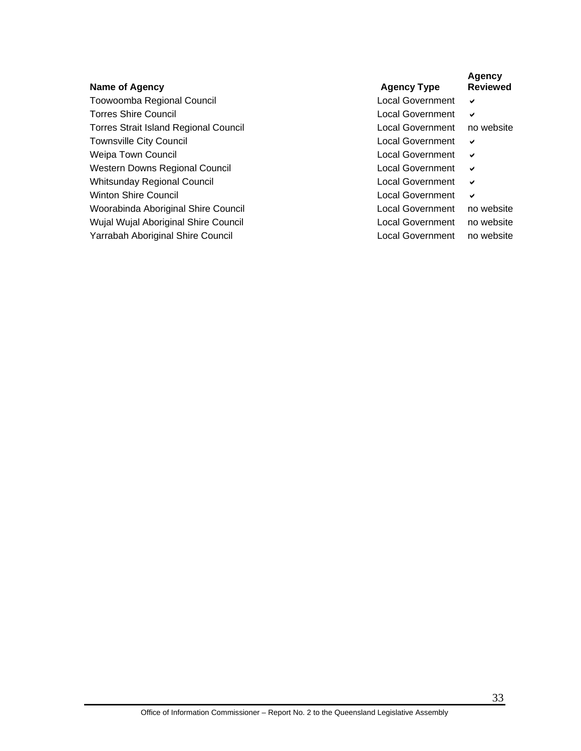| Name of Agency | Agency Type | Agency Reviewed |
|---|---|---|
| Toowoomba Regional Council | Local Government | ✔ |
| Torres Shire Council | Local Government | ✔ |
| Torres Strait Island Regional Council | Local Government | no website |
| Townsville City Council | Local Government | ✔ |
| Weipa Town Council | Local Government | ✔ |
| Western Downs Regional Council | Local Government | ✔ |
| Whitsunday Regional Council | Local Government | ✔ |
| Winton Shire Council | Local Government | ✔ |
| Woorabinda Aboriginal Shire Council | Local Government | no website |
| Wujal Wujal Aboriginal Shire Council | Local Government | no website |
| Yarrabah Aboriginal Shire Council | Local Government | no website |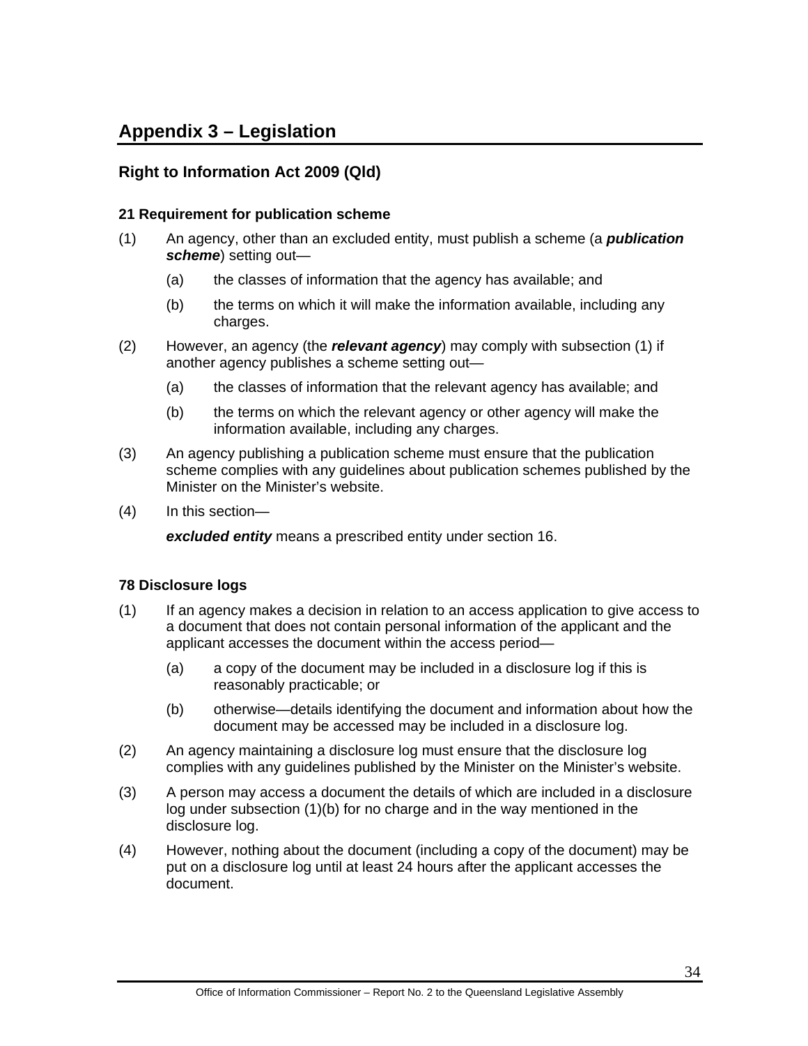# Appendix 3 – Legislation

## Right to Information Act 2009 (Qld)

### 21 Requirement for publication scheme

(1) An agency, other than an excluded entity, must publish a scheme (a ***publication scheme***) setting out—

(a) the classes of information that the agency has available; and

(b) the terms on which it will make the information available, including any charges.

(2) However, an agency (the ***relevant agency***) may comply with subsection (1) if another agency publishes a scheme setting out—

(a) the classes of information that the relevant agency has available; and

(b) the terms on which the relevant agency or other agency will make the information available, including any charges.

(3) An agency publishing a publication scheme must ensure that the publication scheme complies with any guidelines about publication schemes published by the Minister on the Minister's website.

(4) In this section—

***excluded entity*** means a prescribed entity under section 16.

### 78 Disclosure logs

(1) If an agency makes a decision in relation to an access application to give access to a document that does not contain personal information of the applicant and the applicant accesses the document within the access period—

(a) a copy of the document may be included in a disclosure log if this is reasonably practicable; or

(b) otherwise—details identifying the document and information about how the document may be accessed may be included in a disclosure log.

(2) An agency maintaining a disclosure log must ensure that the disclosure log complies with any guidelines published by the Minister on the Minister's website.

(3) A person may access a document the details of which are included in a disclosure log under subsection (1)(b) for no charge and in the way mentioned in the disclosure log.

(4) However, nothing about the document (including a copy of the document) may be put on a disclosure log until at least 24 hours after the applicant accesses the document.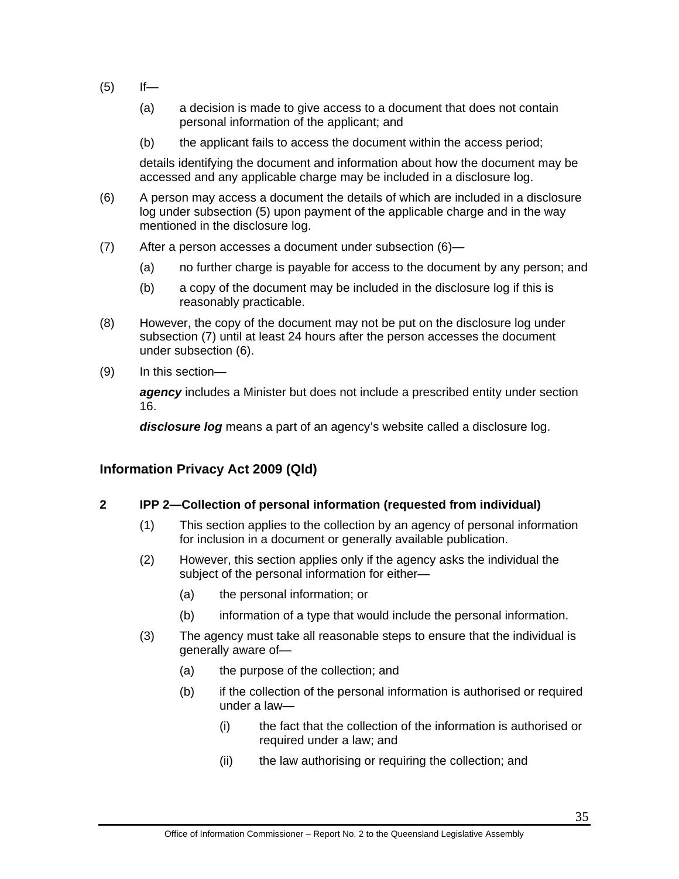(5) If—

(a) a decision is made to give access to a document that does not contain personal information of the applicant; and

(b) the applicant fails to access the document within the access period;

details identifying the document and information about how the document may be accessed and any applicable charge may be included in a disclosure log.

(6) A person may access a document the details of which are included in a disclosure log under subsection (5) upon payment of the applicable charge and in the way mentioned in the disclosure log.

(7) After a person accesses a document under subsection (6)—

(a) no further charge is payable for access to the document by any person; and

(b) a copy of the document may be included in the disclosure log if this is reasonably practicable.

(8) However, the copy of the document may not be put on the disclosure log under subsection (7) until at least 24 hours after the person accesses the document under subsection (6).

(9) In this section—

***agency*** includes a Minister but does not include a prescribed entity under section 16.

***disclosure log*** means a part of an agency's website called a disclosure log.

### Information Privacy Act 2009 (Qld)

**2 IPP 2—Collection of personal information (requested from individual)**

(1) This section applies to the collection by an agency of personal information for inclusion in a document or generally available publication.

(2) However, this section applies only if the agency asks the individual the subject of the personal information for either—

(a) the personal information; or

(b) information of a type that would include the personal information.

(3) The agency must take all reasonable steps to ensure that the individual is generally aware of—

(a) the purpose of the collection; and

(b) if the collection of the personal information is authorised or required under a law—

(i) the fact that the collection of the information is authorised or required under a law; and

(ii) the law authorising or requiring the collection; and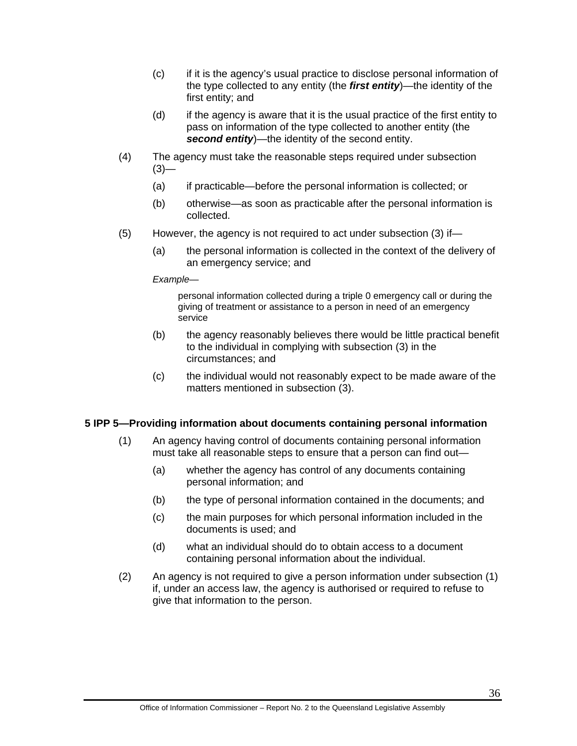(c) if it is the agency's usual practice to disclose personal information of the type collected to any entity (the ***first entity***)—the identity of the first entity; and

(d) if the agency is aware that it is the usual practice of the first entity to pass on information of the type collected to another entity (the ***second entity***)—the identity of the second entity.

(4) The agency must take the reasonable steps required under subsection (3)—

(a) if practicable—before the personal information is collected; or

(b) otherwise—as soon as practicable after the personal information is collected.

(5) However, the agency is not required to act under subsection (3) if—

(a) the personal information is collected in the context of the delivery of an emergency service; and

*Example*—

personal information collected during a triple 0 emergency call or during the giving of treatment or assistance to a person in need of an emergency service

(b) the agency reasonably believes there would be little practical benefit to the individual in complying with subsection (3) in the circumstances; and

(c) the individual would not reasonably expect to be made aware of the matters mentioned in subsection (3).

**5 IPP 5—Providing information about documents containing personal information**

(1) An agency having control of documents containing personal information must take all reasonable steps to ensure that a person can find out—

(a) whether the agency has control of any documents containing personal information; and

(b) the type of personal information contained in the documents; and

(c) the main purposes for which personal information included in the documents is used; and

(d) what an individual should do to obtain access to a document containing personal information about the individual.

(2) An agency is not required to give a person information under subsection (1) if, under an access law, the agency is authorised or required to refuse to give that information to the person.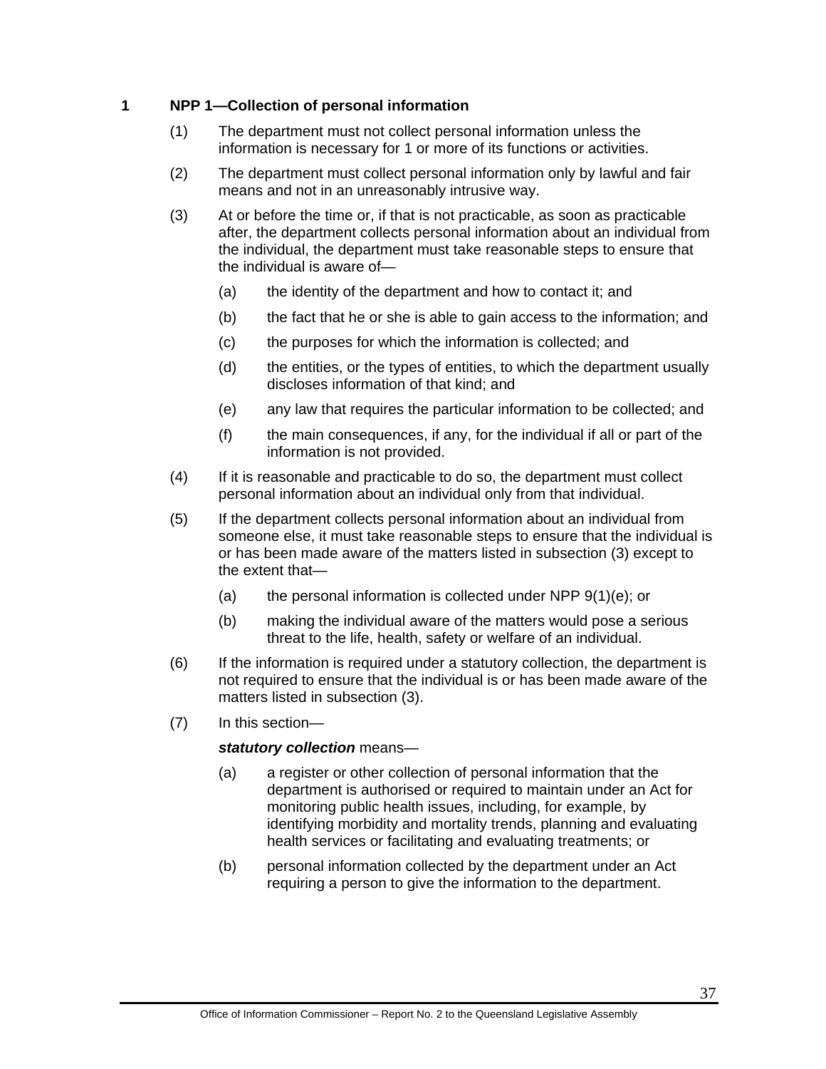## 1 NPP 1—Collection of personal information

(1) The department must not collect personal information unless the information is necessary for 1 or more of its functions or activities.

(2) The department must collect personal information only by lawful and fair means and not in an unreasonably intrusive way.

(3) At or before the time or, if that is not practicable, as soon as practicable after, the department collects personal information about an individual from the individual, the department must take reasonable steps to ensure that the individual is aware of—

- (a) the identity of the department and how to contact it; and
- (b) the fact that he or she is able to gain access to the information; and
- (c) the purposes for which the information is collected; and
- (d) the entities, or the types of entities, to which the department usually discloses information of that kind; and
- (e) any law that requires the particular information to be collected; and
- (f) the main consequences, if any, for the individual if all or part of the information is not provided.

(4) If it is reasonable and practicable to do so, the department must collect personal information about an individual only from that individual.

(5) If the department collects personal information about an individual from someone else, it must take reasonable steps to ensure that the individual is or has been made aware of the matters listed in subsection (3) except to the extent that—

- (a) the personal information is collected under NPP 9(1)(e); or
- (b) making the individual aware of the matters would pose a serious threat to the life, health, safety or welfare of an individual.

(6) If the information is required under a statutory collection, the department is not required to ensure that the individual is or has been made aware of the matters listed in subsection (3).

(7) In this section—

***statutory collection*** means—

- (a) a register or other collection of personal information that the department is authorised or required to maintain under an Act for monitoring public health issues, including, for example, by identifying morbidity and mortality trends, planning and evaluating health services or facilitating and evaluating treatments; or
- (b) personal information collected by the department under an Act requiring a person to give the information to the department.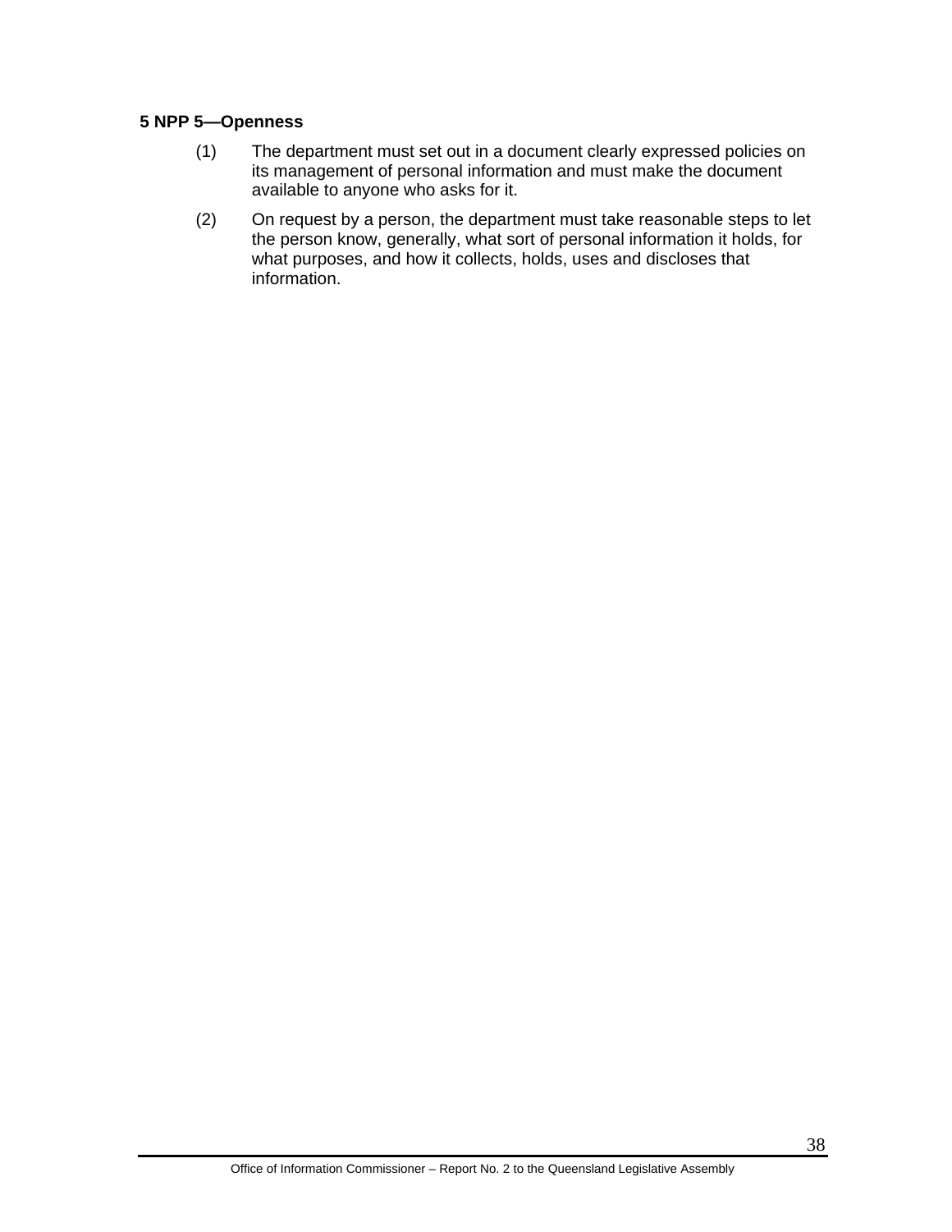### 5 NPP 5—Openness

(1) The department must set out in a document clearly expressed policies on its management of personal information and must make the document available to anyone who asks for it.

(2) On request by a person, the department must take reasonable steps to let the person know, generally, what sort of personal information it holds, for what purposes, and how it collects, holds, uses and discloses that information.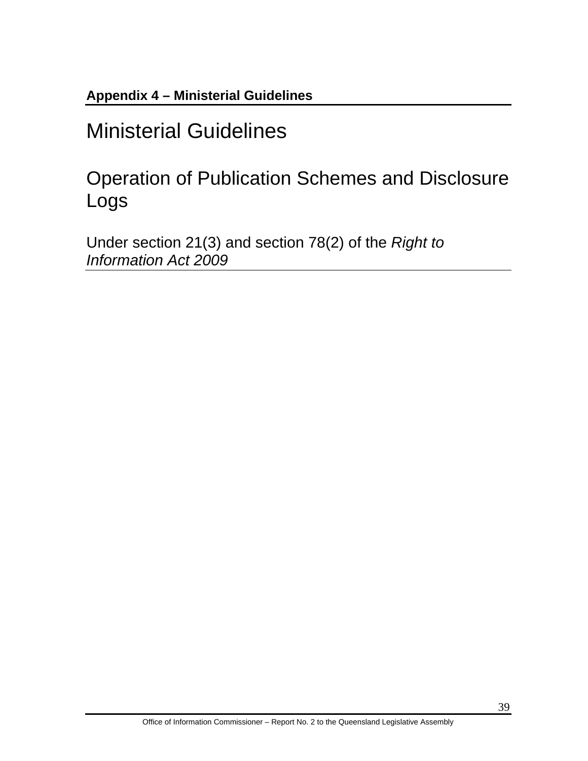**Appendix 4 – Ministerial Guidelines**

# Ministerial Guidelines

## Operation of Publication Schemes and Disclosure Logs

Under section 21(3) and section 78(2) of the *Right to Information Act 2009*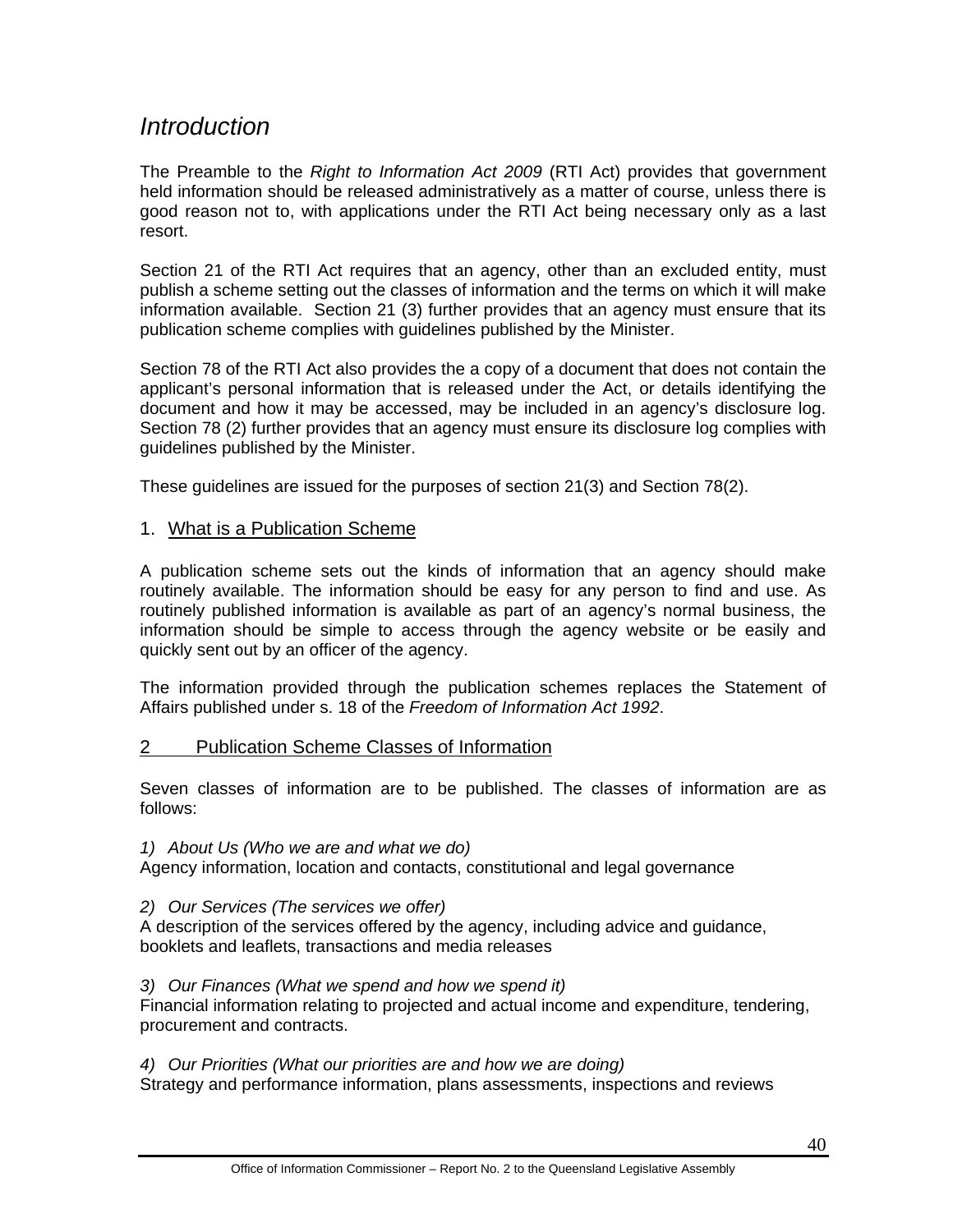## *Introduction*

The Preamble to the *Right to Information Act 2009* (RTI Act) provides that government held information should be released administratively as a matter of course, unless there is good reason not to, with applications under the RTI Act being necessary only as a last resort.

Section 21 of the RTI Act requires that an agency, other than an excluded entity, must publish a scheme setting out the classes of information and the terms on which it will make information available. Section 21 (3) further provides that an agency must ensure that its publication scheme complies with guidelines published by the Minister.

Section 78 of the RTI Act also provides the a copy of a document that does not contain the applicant's personal information that is released under the Act, or details identifying the document and how it may be accessed, may be included in an agency's disclosure log. Section 78 (2) further provides that an agency must ensure its disclosure log complies with guidelines published by the Minister.

These guidelines are issued for the purposes of section 21(3) and Section 78(2).

### 1. What is a Publication Scheme

A publication scheme sets out the kinds of information that an agency should make routinely available. The information should be easy for any person to find and use. As routinely published information is available as part of an agency's normal business, the information should be simple to access through the agency website or be easily and quickly sent out by an officer of the agency.

The information provided through the publication schemes replaces the Statement of Affairs published under s. 18 of the *Freedom of Information Act 1992*.

### 2 Publication Scheme Classes of Information

Seven classes of information are to be published. The classes of information are as follows:

*1) About Us (Who we are and what we do)*
Agency information, location and contacts, constitutional and legal governance

*2) Our Services (The services we offer)*
A description of the services offered by the agency, including advice and guidance, booklets and leaflets, transactions and media releases

*3) Our Finances (What we spend and how we spend it)*
Financial information relating to projected and actual income and expenditure, tendering, procurement and contracts.

*4) Our Priorities (What our priorities are and how we are doing)*
Strategy and performance information, plans assessments, inspections and reviews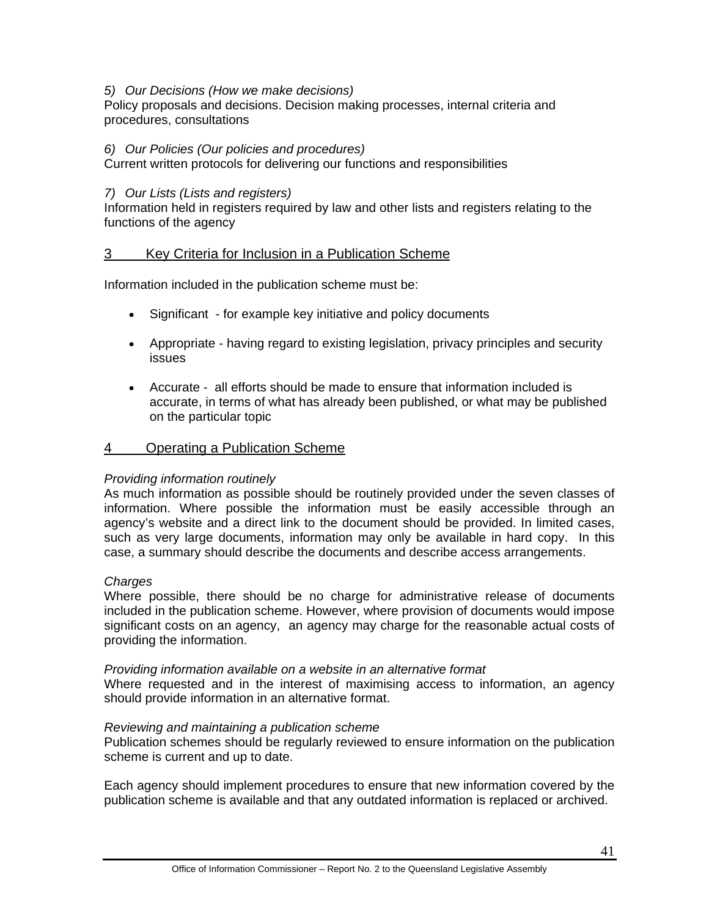*5) Our Decisions (How we make decisions)*
Policy proposals and decisions. Decision making processes, internal criteria and procedures, consultations

*6) Our Policies (Our policies and procedures)*
Current written protocols for delivering our functions and responsibilities

*7) Our Lists (Lists and registers)*
Information held in registers required by law and other lists and registers relating to the functions of the agency

## 3 Key Criteria for Inclusion in a Publication Scheme

Information included in the publication scheme must be:

- Significant - for example key initiative and policy documents
- Appropriate - having regard to existing legislation, privacy principles and security issues
- Accurate - all efforts should be made to ensure that information included is accurate, in terms of what has already been published, or what may be published on the particular topic

## 4 Operating a Publication Scheme

*Providing information routinely*
As much information as possible should be routinely provided under the seven classes of information. Where possible the information must be easily accessible through an agency's website and a direct link to the document should be provided. In limited cases, such as very large documents, information may only be available in hard copy. In this case, a summary should describe the documents and describe access arrangements.

*Charges*
Where possible, there should be no charge for administrative release of documents included in the publication scheme. However, where provision of documents would impose significant costs on an agency, an agency may charge for the reasonable actual costs of providing the information.

*Providing information available on a website in an alternative format*
Where requested and in the interest of maximising access to information, an agency should provide information in an alternative format.

*Reviewing and maintaining a publication scheme*
Publication schemes should be regularly reviewed to ensure information on the publication scheme is current and up to date.

Each agency should implement procedures to ensure that new information covered by the publication scheme is available and that any outdated information is replaced or archived.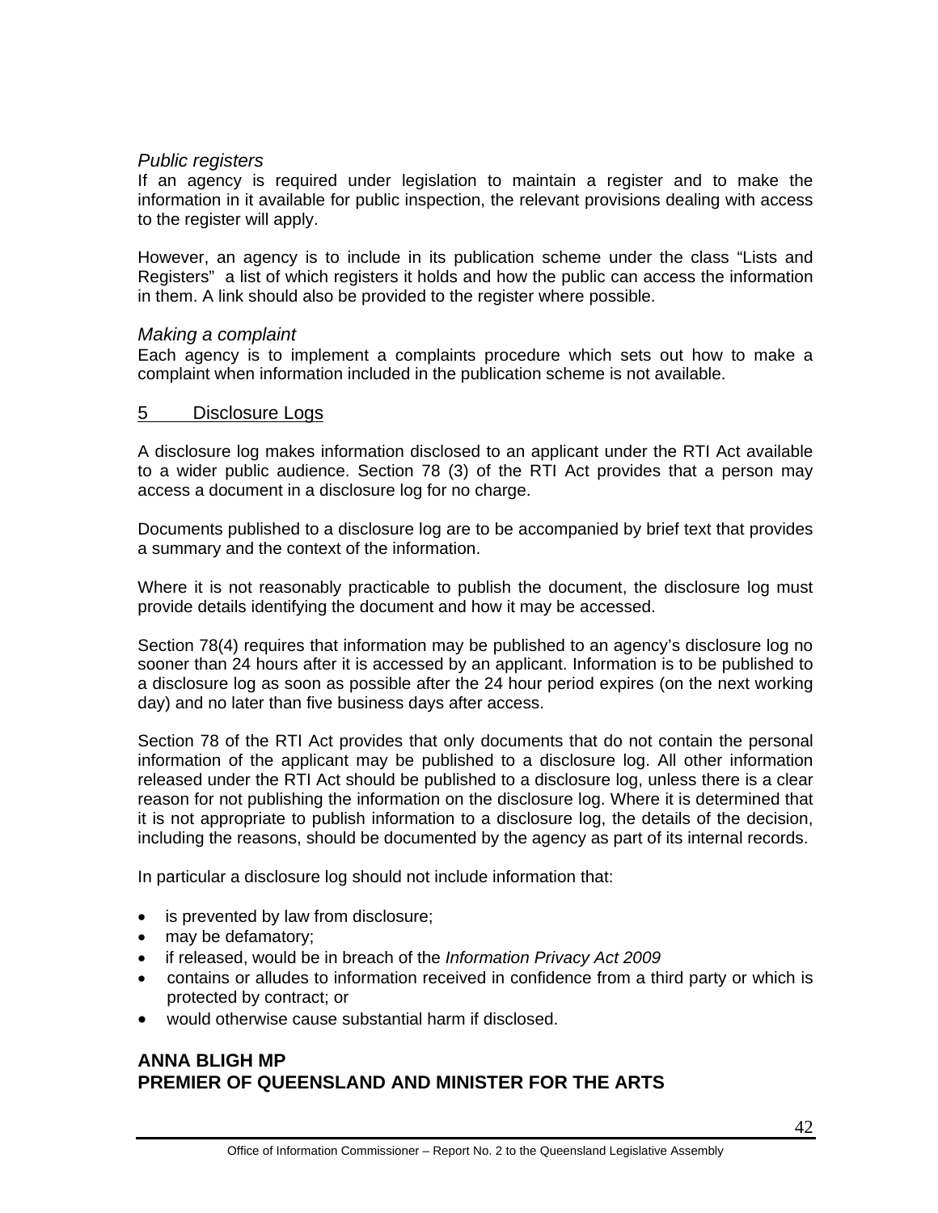*Public registers*

If an agency is required under legislation to maintain a register and to make the information in it available for public inspection, the relevant provisions dealing with access to the register will apply.

However, an agency is to include in its publication scheme under the class "Lists and Registers" a list of which registers it holds and how the public can access the information in them. A link should also be provided to the register where possible.

*Making a complaint*

Each agency is to implement a complaints procedure which sets out how to make a complaint when information included in the publication scheme is not available.

## 5 Disclosure Logs

A disclosure log makes information disclosed to an applicant under the RTI Act available to a wider public audience. Section 78 (3) of the RTI Act provides that a person may access a document in a disclosure log for no charge.

Documents published to a disclosure log are to be accompanied by brief text that provides a summary and the context of the information.

Where it is not reasonably practicable to publish the document, the disclosure log must provide details identifying the document and how it may be accessed.

Section 78(4) requires that information may be published to an agency's disclosure log no sooner than 24 hours after it is accessed by an applicant. Information is to be published to a disclosure log as soon as possible after the 24 hour period expires (on the next working day) and no later than five business days after access.

Section 78 of the RTI Act provides that only documents that do not contain the personal information of the applicant may be published to a disclosure log. All other information released under the RTI Act should be published to a disclosure log, unless there is a clear reason for not publishing the information on the disclosure log. Where it is determined that it is not appropriate to publish information to a disclosure log, the details of the decision, including the reasons, should be documented by the agency as part of its internal records.

In particular a disclosure log should not include information that:

- is prevented by law from disclosure;
- may be defamatory;
- if released, would be in breach of the *Information Privacy Act 2009*
- contains or alludes to information received in confidence from a third party or which is protected by contract; or
- would otherwise cause substantial harm if disclosed.

**ANNA BLIGH MP**
**PREMIER OF QUEENSLAND AND MINISTER FOR THE ARTS**